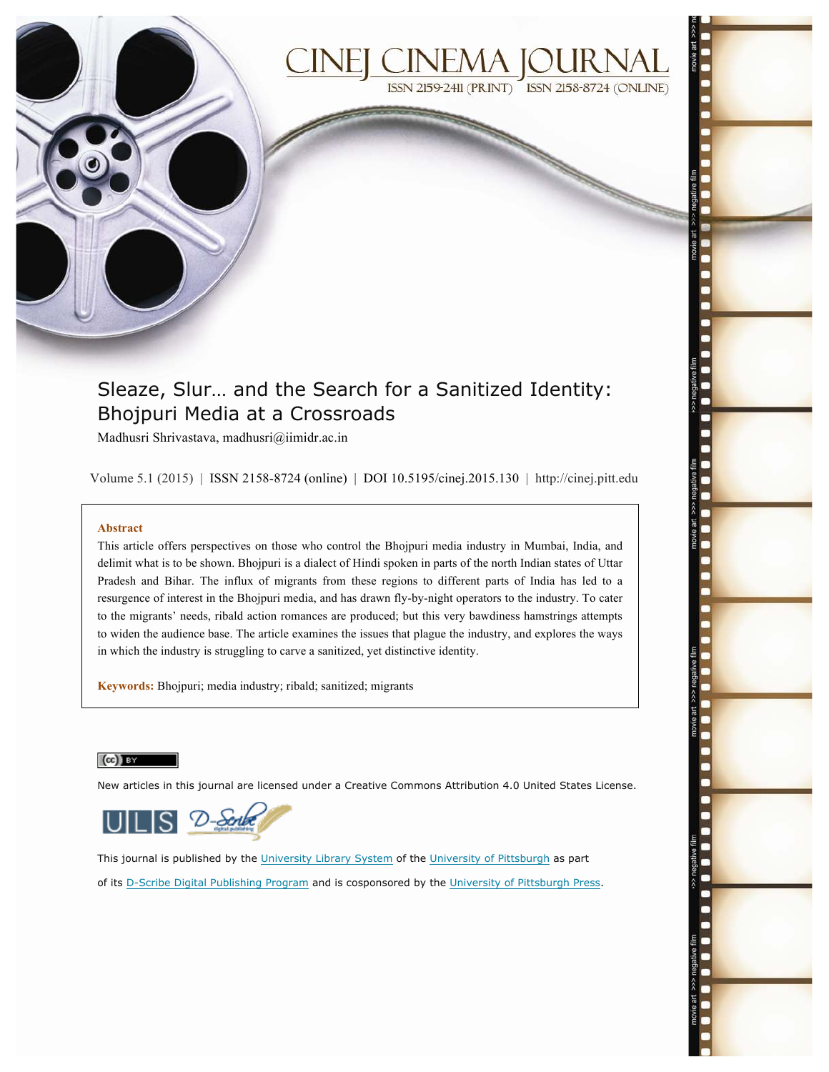# Sleaze, Slur… and the Search for a Sanitized Identity: Bhojpuri Media at a Crossroads

Madhusri Shrivastava, madhusri@iimidr.ac.in

Volume 5.1 (2015) | ISSN 2158-8724 (online) | DOI 10.5195/cinej.2015.130 | http://cinej.pitt.edu

**Abstract**

This article offers perspectives on those who control the Bhojpuri media industry in Mumbai, India, and delimit what is to be shown. Bhojpuri is a dialect of Hindi spoken in parts of the north Indian states of Uttar Pradesh and Bihar. The influx of migrants from these regions to different parts of India has led to a resurgence of interest in the Bhojpuri media, and has drawn fly-by-night operators to the industry. To cater to the migrants' needs, ribald action romances are produced; but this very bawdiness hamstrings attempts to widen the audience base. The article examines the issues that plague the industry, and explores the ways in which the industry is struggling to carve a sanitized, yet distinctive identity.

**Keywords:** Bhojpuri; media industry; ribald; sanitized; migrants

New articles in this journal are licensed under a Creative Commons Attribution 4.0 United States License.

This journal is published by the University Library System of the University of Pittsburgh as part of its D-Scribe Digital Publishing Program and is cosponsored by the University of Pittsburgh Press.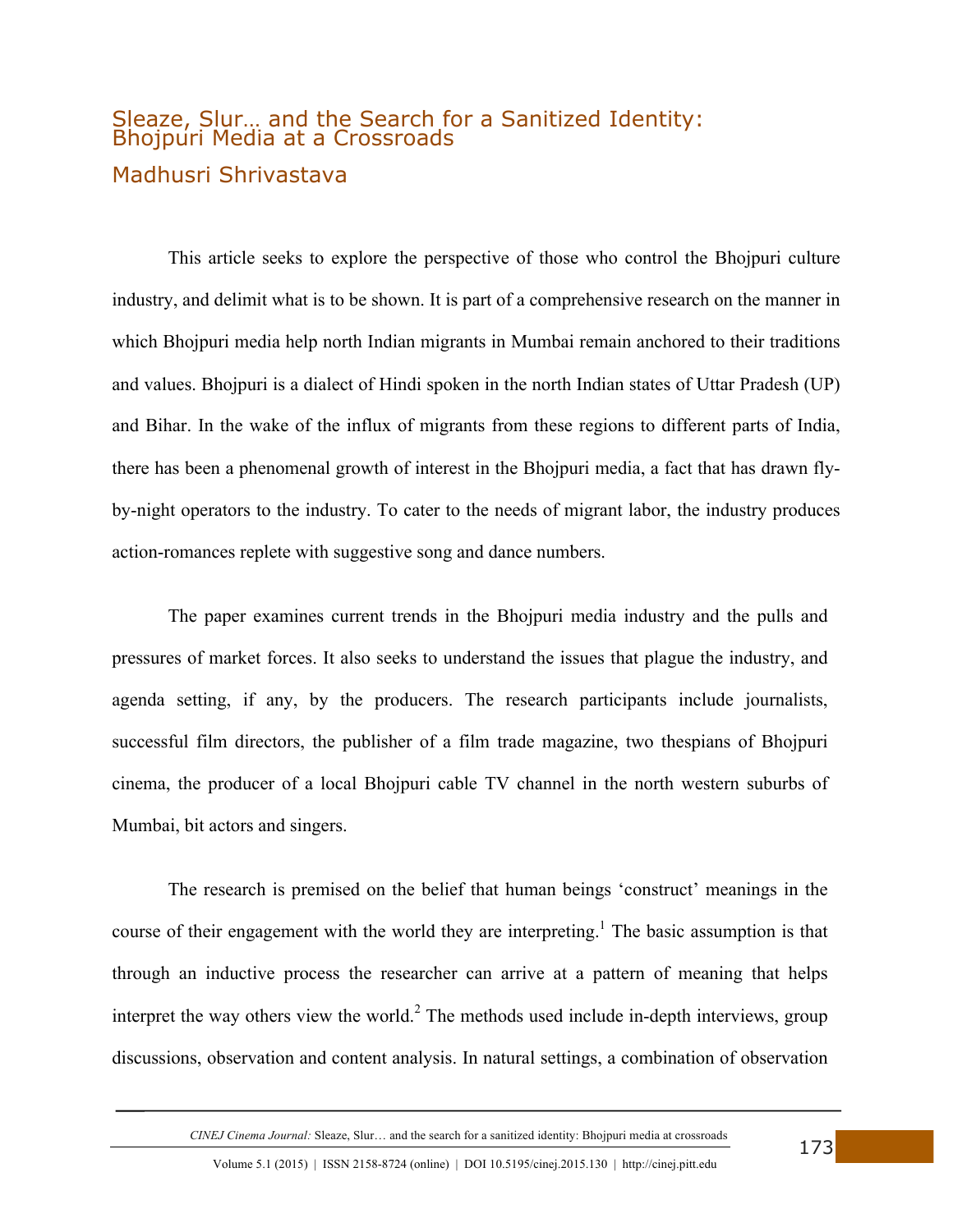# Sleaze, Slur… and the Search for a Sanitized Identity: Bhojpuri Media at a Crossroads

## Madhusri Shrivastava

This article seeks to explore the perspective of those who control the Bhojpuri culture industry, and delimit what is to be shown. It is part of a comprehensive research on the manner in which Bhojpuri media help north Indian migrants in Mumbai remain anchored to their traditions and values. Bhojpuri is a dialect of Hindi spoken in the north Indian states of Uttar Pradesh (UP) and Bihar. In the wake of the influx of migrants from these regions to different parts of India, there has been a phenomenal growth of interest in the Bhojpuri media, a fact that has drawn fly-by-night operators to the industry. To cater to the needs of migrant labor, the industry produces action-romances replete with suggestive song and dance numbers.

The paper examines current trends in the Bhojpuri media industry and the pulls and pressures of market forces. It also seeks to understand the issues that plague the industry, and agenda setting, if any, by the producers. The research participants include journalists, successful film directors, the publisher of a film trade magazine, two thespians of Bhojpuri cinema, the producer of a local Bhojpuri cable TV channel in the north western suburbs of Mumbai, bit actors and singers.

The research is premised on the belief that human beings 'construct' meanings in the course of their engagement with the world they are interpreting.[1] The basic assumption is that through an inductive process the researcher can arrive at a pattern of meaning that helps interpret the way others view the world.[2] The methods used include in-depth interviews, group discussions, observation and content analysis. In natural settings, a combination of observation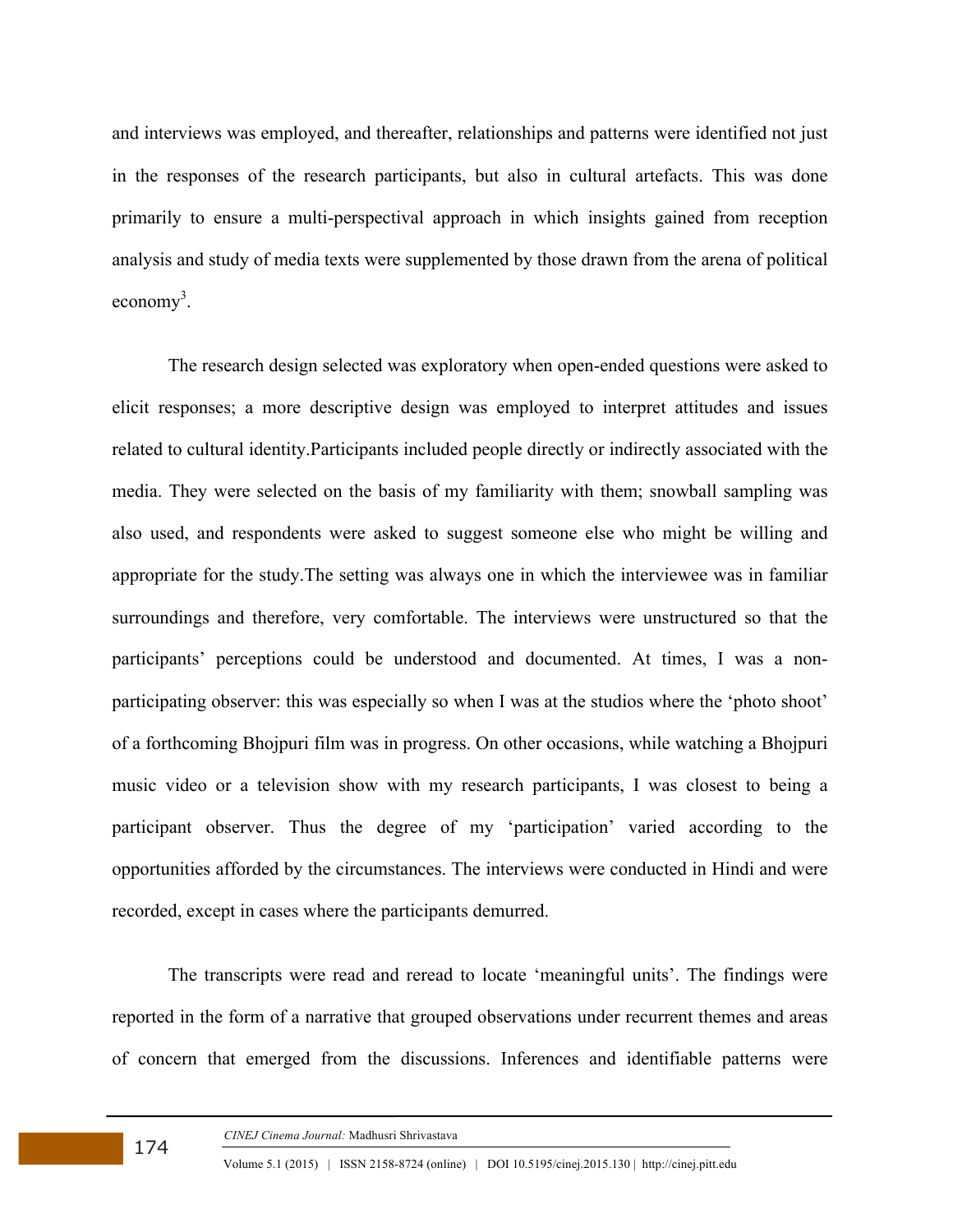and interviews was employed, and thereafter, relationships and patterns were identified not just in the responses of the research participants, but also in cultural artefacts. This was done primarily to ensure a multi-perspectival approach in which insights gained from reception analysis and study of media texts were supplemented by those drawn from the arena of political economy[3].

The research design selected was exploratory when open-ended questions were asked to elicit responses; a more descriptive design was employed to interpret attitudes and issues related to cultural identity.Participants included people directly or indirectly associated with the media. They were selected on the basis of my familiarity with them; snowball sampling was also used, and respondents were asked to suggest someone else who might be willing and appropriate for the study.The setting was always one in which the interviewee was in familiar surroundings and therefore, very comfortable. The interviews were unstructured so that the participants' perceptions could be understood and documented. At times, I was a non-participating observer: this was especially so when I was at the studios where the 'photo shoot' of a forthcoming Bhojpuri film was in progress. On other occasions, while watching a Bhojpuri music video or a television show with my research participants, I was closest to being a participant observer. Thus the degree of my 'participation' varied according to the opportunities afforded by the circumstances. The interviews were conducted in Hindi and were recorded, except in cases where the participants demurred.

The transcripts were read and reread to locate 'meaningful units'. The findings were reported in the form of a narrative that grouped observations under recurrent themes and areas of concern that emerged from the discussions. Inferences and identifiable patterns were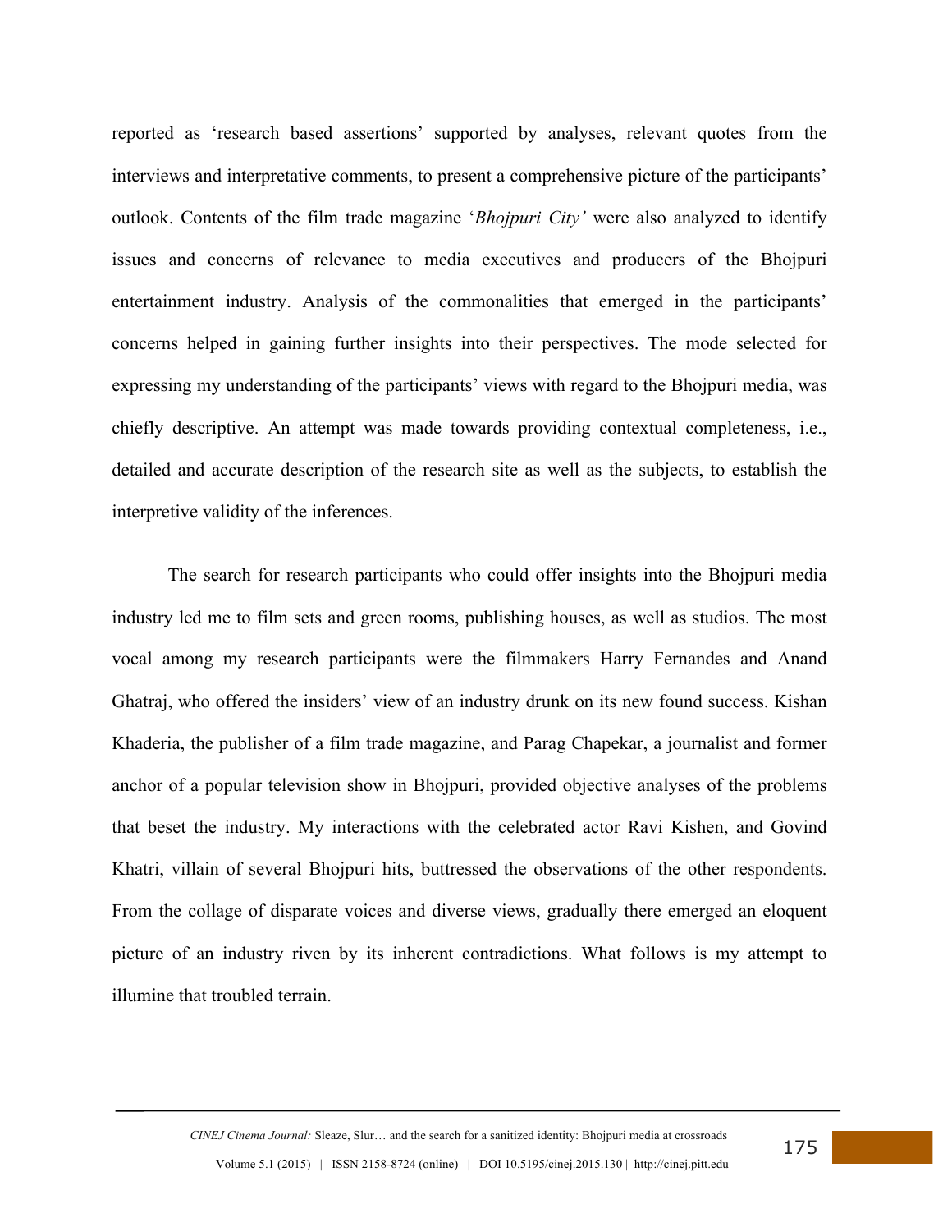reported as 'research based assertions' supported by analyses, relevant quotes from the interviews and interpretative comments, to present a comprehensive picture of the participants' outlook. Contents of the film trade magazine '*Bhojpuri City'* were also analyzed to identify issues and concerns of relevance to media executives and producers of the Bhojpuri entertainment industry. Analysis of the commonalities that emerged in the participants' concerns helped in gaining further insights into their perspectives. The mode selected for expressing my understanding of the participants' views with regard to the Bhojpuri media, was chiefly descriptive. An attempt was made towards providing contextual completeness, i.e., detailed and accurate description of the research site as well as the subjects, to establish the interpretive validity of the inferences.

The search for research participants who could offer insights into the Bhojpuri media industry led me to film sets and green rooms, publishing houses, as well as studios. The most vocal among my research participants were the filmmakers Harry Fernandes and Anand Ghatraj, who offered the insiders' view of an industry drunk on its new found success. Kishan Khaderia, the publisher of a film trade magazine, and Parag Chapekar, a journalist and former anchor of a popular television show in Bhojpuri, provided objective analyses of the problems that beset the industry. My interactions with the celebrated actor Ravi Kishen, and Govind Khatri, villain of several Bhojpuri hits, buttressed the observations of the other respondents. From the collage of disparate voices and diverse views, gradually there emerged an eloquent picture of an industry riven by its inherent contradictions. What follows is my attempt to illumine that troubled terrain.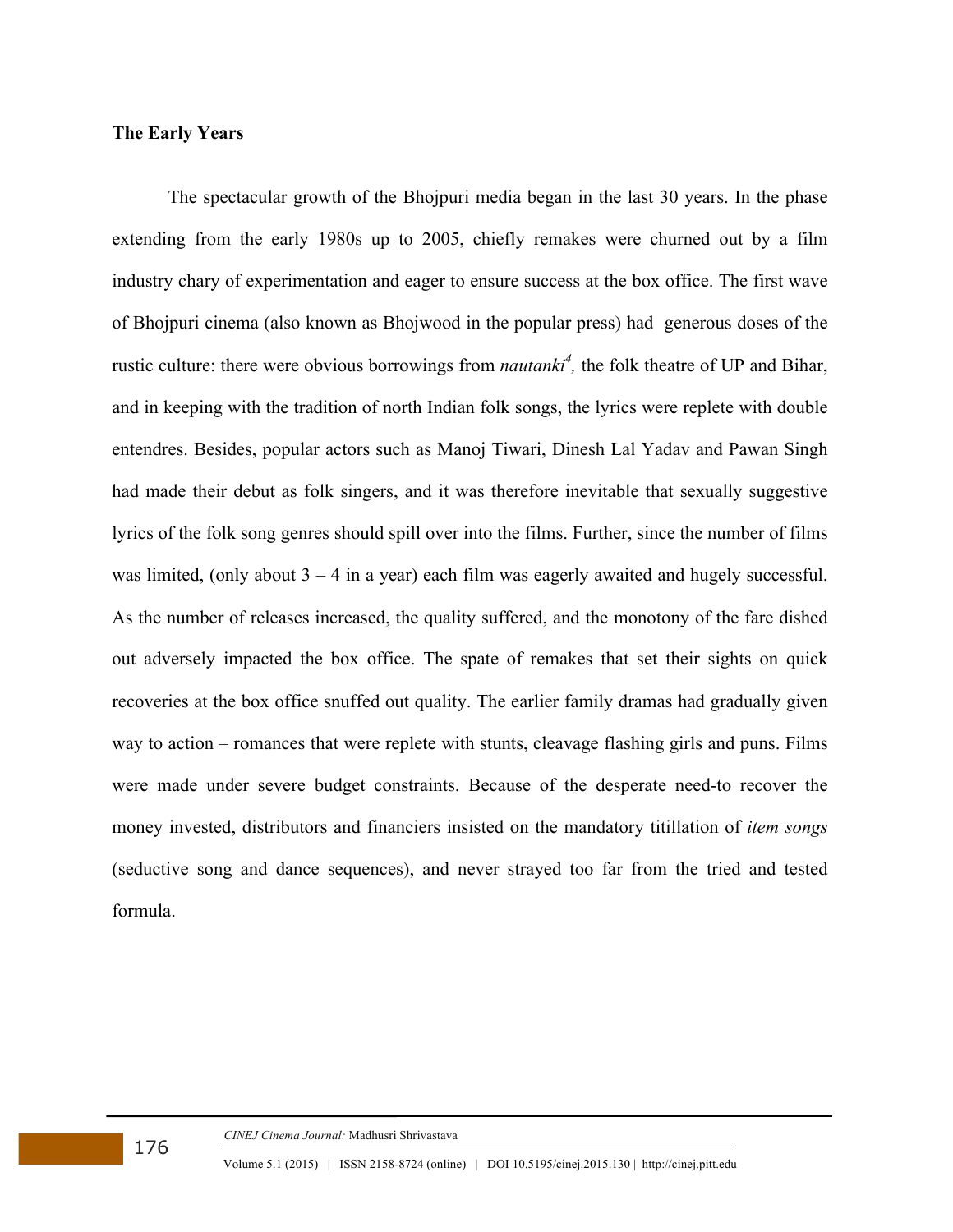**The Early Years**

The spectacular growth of the Bhojpuri media began in the last 30 years. In the phase extending from the early 1980s up to 2005, chiefly remakes were churned out by a film industry chary of experimentation and eager to ensure success at the box office. The first wave of Bhojpuri cinema (also known as Bhojwood in the popular press) had generous doses of the rustic culture: there were obvious borrowings from *nautanki*[4], the folk theatre of UP and Bihar, and in keeping with the tradition of north Indian folk songs, the lyrics were replete with double entendres. Besides, popular actors such as Manoj Tiwari, Dinesh Lal Yadav and Pawan Singh had made their debut as folk singers, and it was therefore inevitable that sexually suggestive lyrics of the folk song genres should spill over into the films. Further, since the number of films was limited, (only about 3 – 4 in a year) each film was eagerly awaited and hugely successful. As the number of releases increased, the quality suffered, and the monotony of the fare dished out adversely impacted the box office. The spate of remakes that set their sights on quick recoveries at the box office snuffed out quality. The earlier family dramas had gradually given way to action – romances that were replete with stunts, cleavage flashing girls and puns. Films were made under severe budget constraints. Because of the desperate need-to recover the money invested, distributors and financiers insisted on the mandatory titillation of *item songs* (seductive song and dance sequences), and never strayed too far from the tried and tested formula.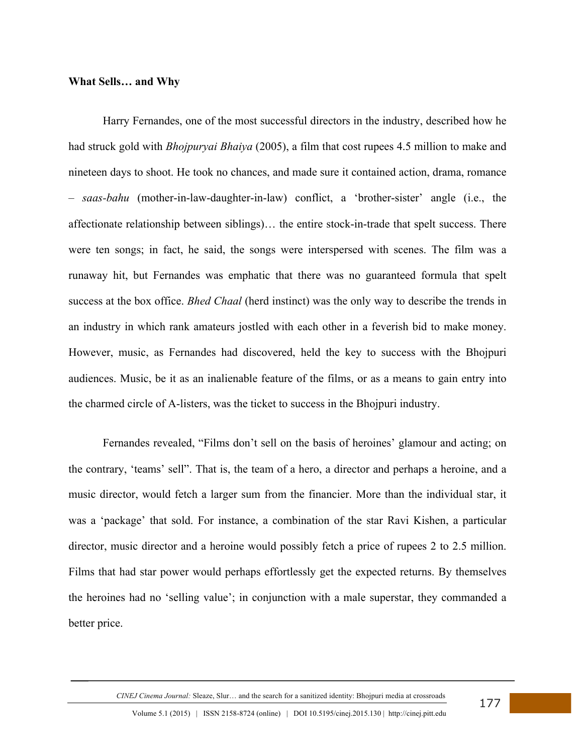**What Sells… and Why**

Harry Fernandes, one of the most successful directors in the industry, described how he had struck gold with *Bhojpuryai Bhaiya* (2005), a film that cost rupees 4.5 million to make and nineteen days to shoot. He took no chances, and made sure it contained action, drama, romance – *saas-bahu* (mother-in-law-daughter-in-law) conflict, a 'brother-sister' angle (i.e., the affectionate relationship between siblings)… the entire stock-in-trade that spelt success. There were ten songs; in fact, he said, the songs were interspersed with scenes. The film was a runaway hit, but Fernandes was emphatic that there was no guaranteed formula that spelt success at the box office. *Bhed Chaal* (herd instinct) was the only way to describe the trends in an industry in which rank amateurs jostled with each other in a feverish bid to make money. However, music, as Fernandes had discovered, held the key to success with the Bhojpuri audiences. Music, be it as an inalienable feature of the films, or as a means to gain entry into the charmed circle of A-listers, was the ticket to success in the Bhojpuri industry.

Fernandes revealed, "Films don't sell on the basis of heroines' glamour and acting; on the contrary, 'teams' sell". That is, the team of a hero, a director and perhaps a heroine, and a music director, would fetch a larger sum from the financier. More than the individual star, it was a 'package' that sold. For instance, a combination of the star Ravi Kishen, a particular director, music director and a heroine would possibly fetch a price of rupees 2 to 2.5 million. Films that had star power would perhaps effortlessly get the expected returns. By themselves the heroines had no 'selling value'; in conjunction with a male superstar, they commanded a better price.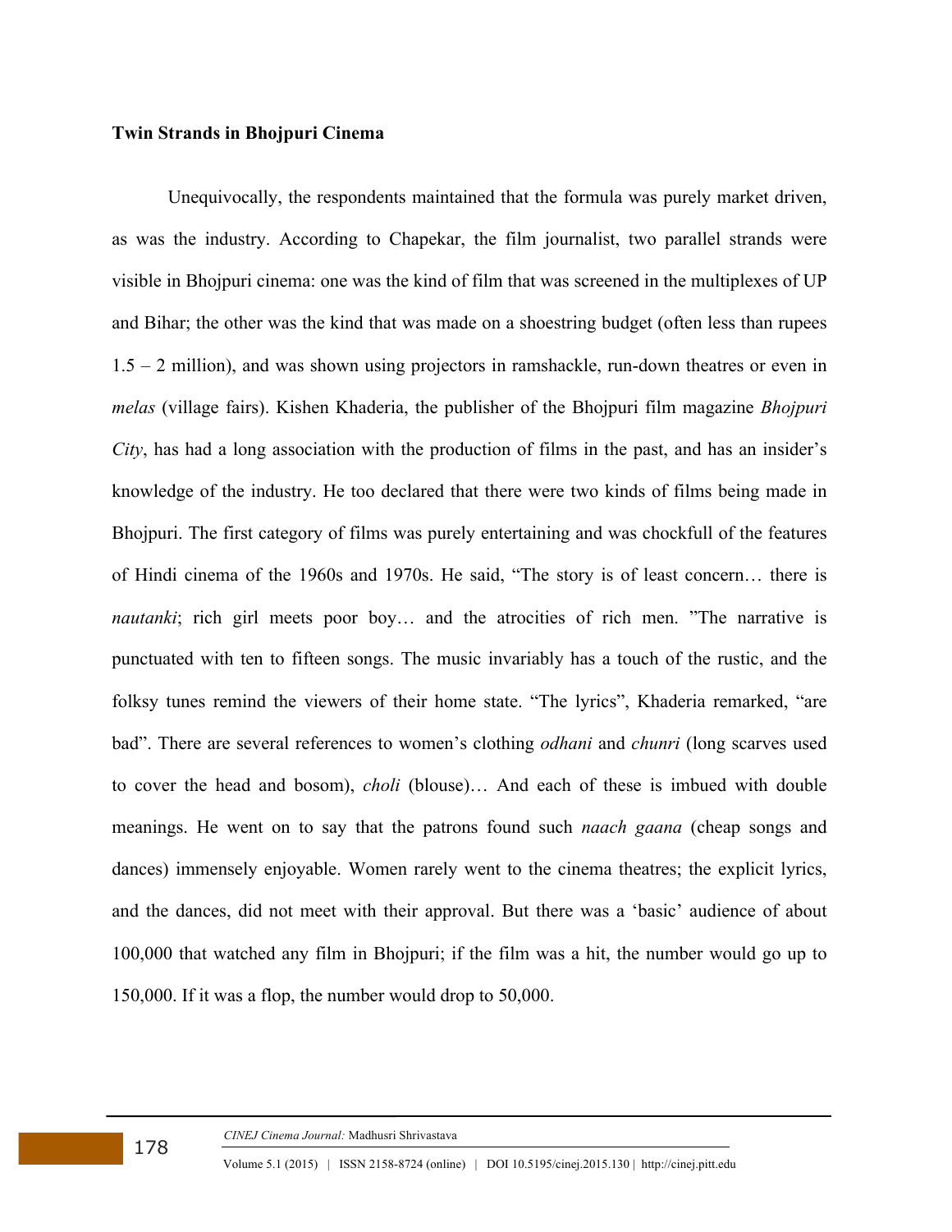**Twin Strands in Bhojpuri Cinema**

Unequivocally, the respondents maintained that the formula was purely market driven, as was the industry. According to Chapekar, the film journalist, two parallel strands were visible in Bhojpuri cinema: one was the kind of film that was screened in the multiplexes of UP and Bihar; the other was the kind that was made on a shoestring budget (often less than rupees 1.5 – 2 million), and was shown using projectors in ramshackle, run-down theatres or even in *melas* (village fairs). Kishen Khaderia, the publisher of the Bhojpuri film magazine *Bhojpuri City*, has had a long association with the production of films in the past, and has an insider's knowledge of the industry. He too declared that there were two kinds of films being made in Bhojpuri. The first category of films was purely entertaining and was chockfull of the features of Hindi cinema of the 1960s and 1970s. He said, "The story is of least concern… there is *nautanki*; rich girl meets poor boy… and the atrocities of rich men. "The narrative is punctuated with ten to fifteen songs. The music invariably has a touch of the rustic, and the folksy tunes remind the viewers of their home state. "The lyrics", Khaderia remarked, "are bad". There are several references to women's clothing *odhani* and *chunri* (long scarves used to cover the head and bosom), *choli* (blouse)… And each of these is imbued with double meanings. He went on to say that the patrons found such *naach gaana* (cheap songs and dances) immensely enjoyable. Women rarely went to the cinema theatres; the explicit lyrics, and the dances, did not meet with their approval. But there was a 'basic' audience of about 100,000 that watched any film in Bhojpuri; if the film was a hit, the number would go up to 150,000. If it was a flop, the number would drop to 50,000.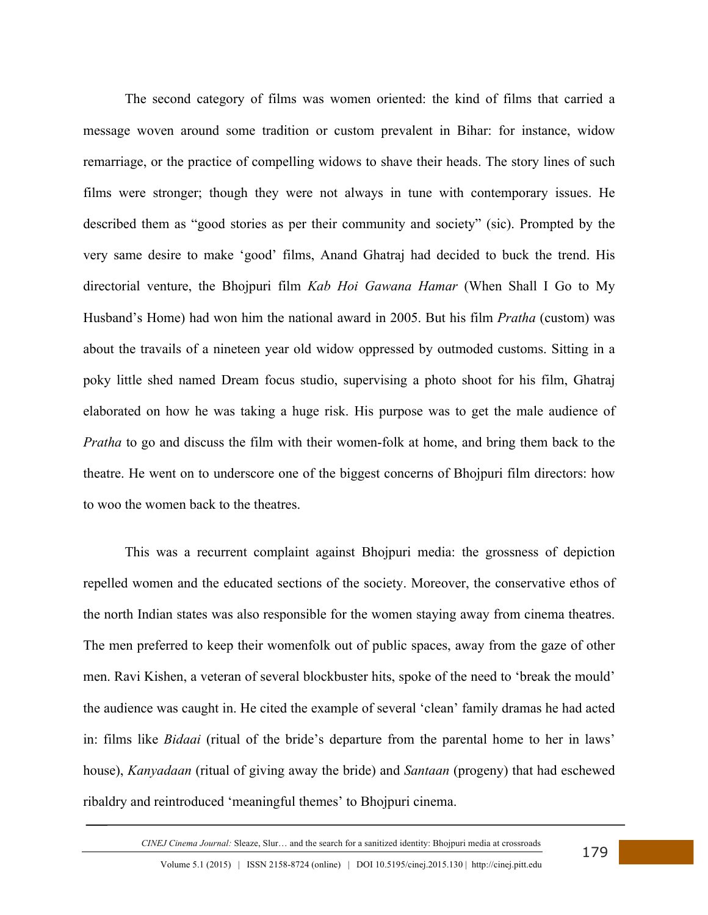The second category of films was women oriented: the kind of films that carried a message woven around some tradition or custom prevalent in Bihar: for instance, widow remarriage, or the practice of compelling widows to shave their heads. The story lines of such films were stronger; though they were not always in tune with contemporary issues. He described them as "good stories as per their community and society" (sic). Prompted by the very same desire to make 'good' films, Anand Ghatraj had decided to buck the trend. His directorial venture, the Bhojpuri film *Kab Hoi Gawana Hamar* (When Shall I Go to My Husband's Home) had won him the national award in 2005. But his film *Pratha* (custom) was about the travails of a nineteen year old widow oppressed by outmoded customs. Sitting in a poky little shed named Dream focus studio, supervising a photo shoot for his film, Ghatraj elaborated on how he was taking a huge risk. His purpose was to get the male audience of *Pratha* to go and discuss the film with their women-folk at home, and bring them back to the theatre. He went on to underscore one of the biggest concerns of Bhojpuri film directors: how to woo the women back to the theatres.

This was a recurrent complaint against Bhojpuri media: the grossness of depiction repelled women and the educated sections of the society. Moreover, the conservative ethos of the north Indian states was also responsible for the women staying away from cinema theatres. The men preferred to keep their womenfolk out of public spaces, away from the gaze of other men. Ravi Kishen, a veteran of several blockbuster hits, spoke of the need to 'break the mould' the audience was caught in. He cited the example of several 'clean' family dramas he had acted in: films like *Bidaai* (ritual of the bride's departure from the parental home to her in laws' house), *Kanyadaan* (ritual of giving away the bride) and *Santaan* (progeny) that had eschewed ribaldry and reintroduced 'meaningful themes' to Bhojpuri cinema.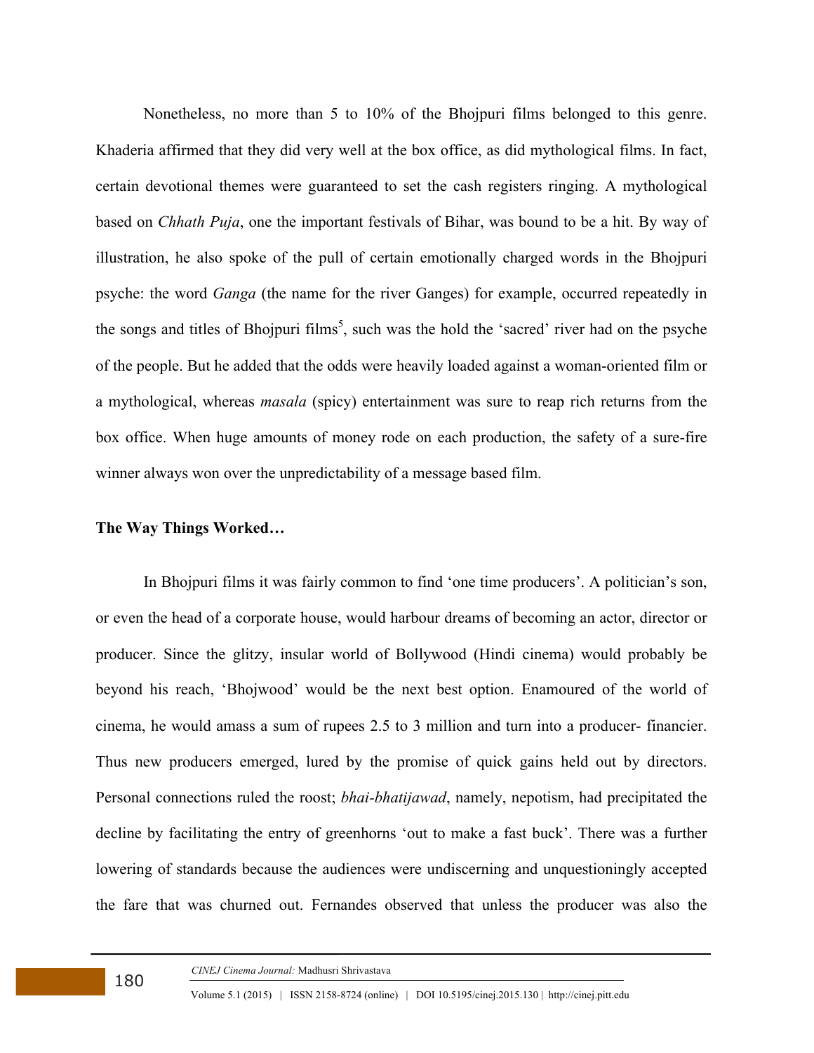Nonetheless, no more than 5 to 10% of the Bhojpuri films belonged to this genre. Khaderia affirmed that they did very well at the box office, as did mythological films. In fact, certain devotional themes were guaranteed to set the cash registers ringing. A mythological based on *Chhath Puja*, one the important festivals of Bihar, was bound to be a hit. By way of illustration, he also spoke of the pull of certain emotionally charged words in the Bhojpuri psyche: the word *Ganga* (the name for the river Ganges) for example, occurred repeatedly in the songs and titles of Bhojpuri films[5], such was the hold the 'sacred' river had on the psyche of the people. But he added that the odds were heavily loaded against a woman-oriented film or a mythological, whereas *masala* (spicy) entertainment was sure to reap rich returns from the box office. When huge amounts of money rode on each production, the safety of a sure-fire winner always won over the unpredictability of a message based film.

**The Way Things Worked…**

In Bhojpuri films it was fairly common to find 'one time producers'. A politician's son, or even the head of a corporate house, would harbour dreams of becoming an actor, director or producer. Since the glitzy, insular world of Bollywood (Hindi cinema) would probably be beyond his reach, 'Bhojwood' would be the next best option. Enamoured of the world of cinema, he would amass a sum of rupees 2.5 to 3 million and turn into a producer- financier. Thus new producers emerged, lured by the promise of quick gains held out by directors. Personal connections ruled the roost; *bhai-bhatijawad*, namely, nepotism, had precipitated the decline by facilitating the entry of greenhorns 'out to make a fast buck'. There was a further lowering of standards because the audiences were undiscerning and unquestioningly accepted the fare that was churned out. Fernandes observed that unless the producer was also the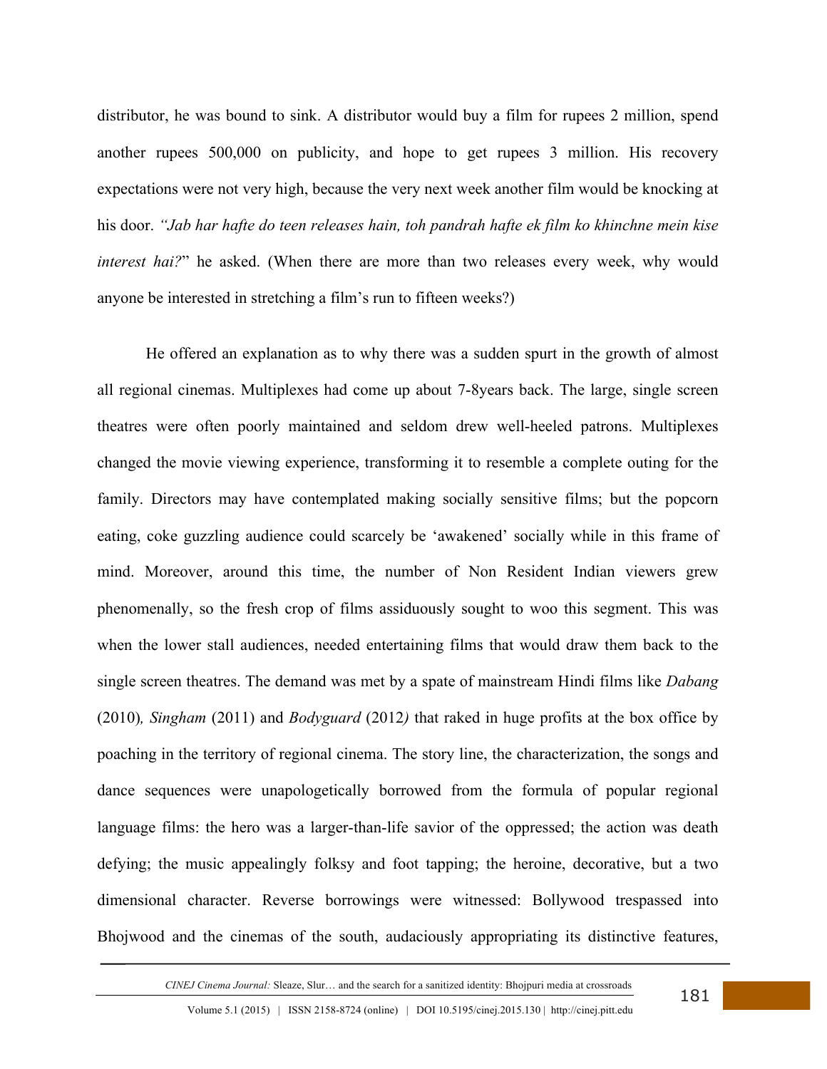distributor, he was bound to sink. A distributor would buy a film for rupees 2 million, spend another rupees 500,000 on publicity, and hope to get rupees 3 million. His recovery expectations were not very high, because the very next week another film would be knocking at his door. *"Jab har hafte do teen releases hain, toh pandrah hafte ek film ko khinchne mein kise interest hai?*" he asked. (When there are more than two releases every week, why would anyone be interested in stretching a film's run to fifteen weeks?)

He offered an explanation as to why there was a sudden spurt in the growth of almost all regional cinemas. Multiplexes had come up about 7-8years back. The large, single screen theatres were often poorly maintained and seldom drew well-heeled patrons. Multiplexes changed the movie viewing experience, transforming it to resemble a complete outing for the family. Directors may have contemplated making socially sensitive films; but the popcorn eating, coke guzzling audience could scarcely be 'awakened' socially while in this frame of mind. Moreover, around this time, the number of Non Resident Indian viewers grew phenomenally, so the fresh crop of films assiduously sought to woo this segment. This was when the lower stall audiences, needed entertaining films that would draw them back to the single screen theatres. The demand was met by a spate of mainstream Hindi films like *Dabang* (2010)*, Singham* (2011) and *Bodyguard* (2012*)* that raked in huge profits at the box office by poaching in the territory of regional cinema. The story line, the characterization, the songs and dance sequences were unapologetically borrowed from the formula of popular regional language films: the hero was a larger-than-life savior of the oppressed; the action was death defying; the music appealingly folksy and foot tapping; the heroine, decorative, but a two dimensional character. Reverse borrowings were witnessed: Bollywood trespassed into Bhojwood and the cinemas of the south, audaciously appropriating its distinctive features,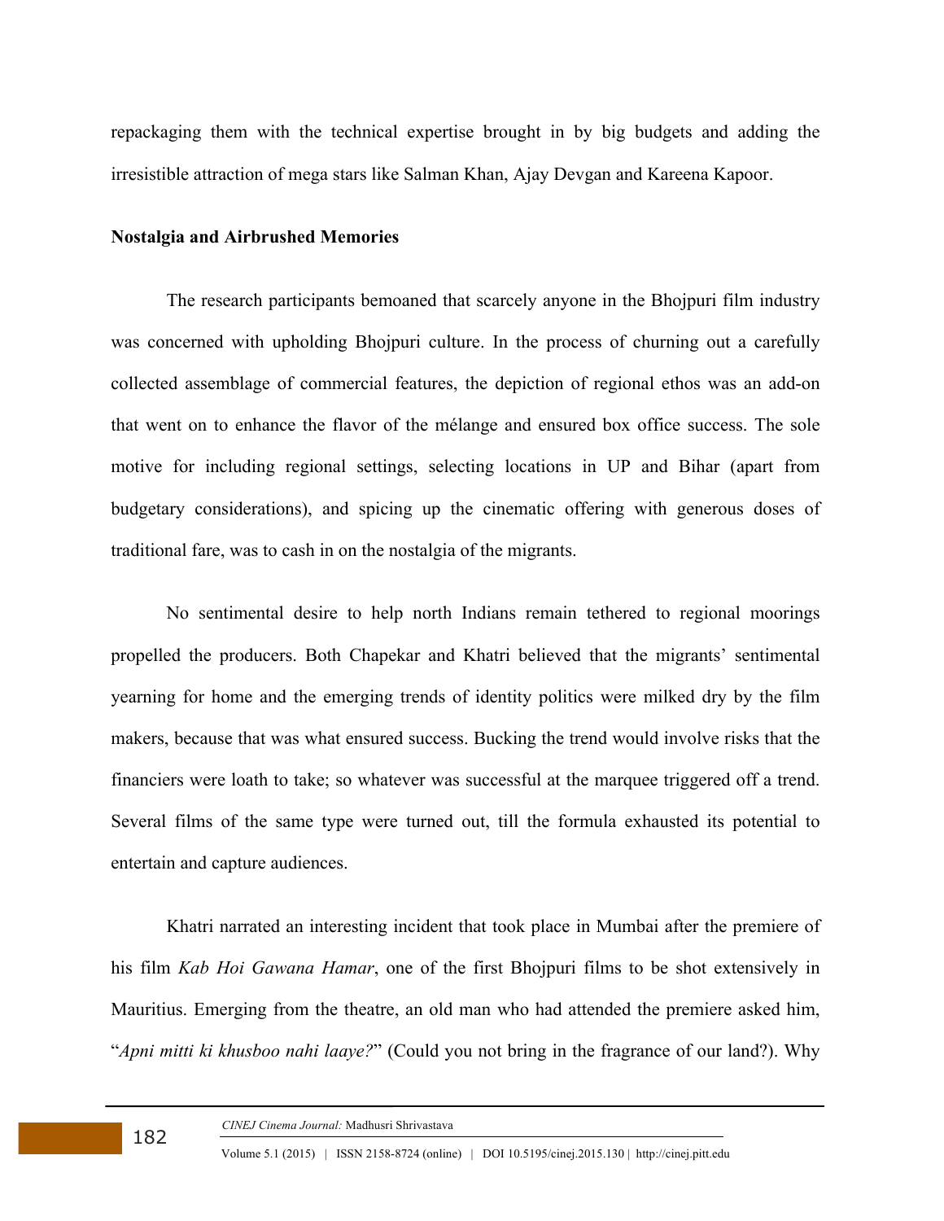repackaging them with the technical expertise brought in by big budgets and adding the irresistible attraction of mega stars like Salman Khan, Ajay Devgan and Kareena Kapoor.

**Nostalgia and Airbrushed Memories**

The research participants bemoaned that scarcely anyone in the Bhojpuri film industry was concerned with upholding Bhojpuri culture. In the process of churning out a carefully collected assemblage of commercial features, the depiction of regional ethos was an add-on that went on to enhance the flavor of the mélange and ensured box office success. The sole motive for including regional settings, selecting locations in UP and Bihar (apart from budgetary considerations), and spicing up the cinematic offering with generous doses of traditional fare, was to cash in on the nostalgia of the migrants.

No sentimental desire to help north Indians remain tethered to regional moorings propelled the producers. Both Chapekar and Khatri believed that the migrants' sentimental yearning for home and the emerging trends of identity politics were milked dry by the film makers, because that was what ensured success. Bucking the trend would involve risks that the financiers were loath to take; so whatever was successful at the marquee triggered off a trend. Several films of the same type were turned out, till the formula exhausted its potential to entertain and capture audiences.

Khatri narrated an interesting incident that took place in Mumbai after the premiere of his film *Kab Hoi Gawana Hamar*, one of the first Bhojpuri films to be shot extensively in Mauritius. Emerging from the theatre, an old man who had attended the premiere asked him, "*Apni mitti ki khusboo nahi laaye?*" (Could you not bring in the fragrance of our land?). Why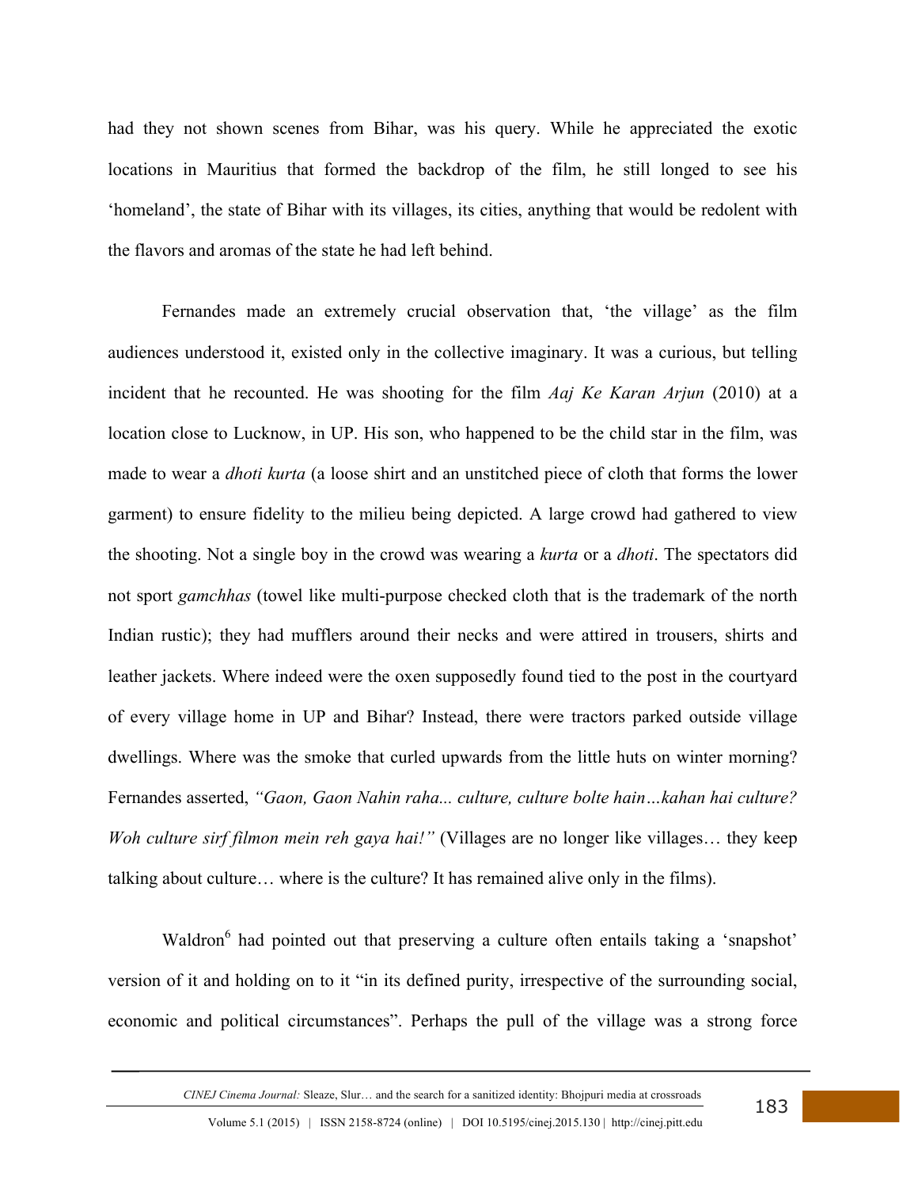had they not shown scenes from Bihar, was his query. While he appreciated the exotic locations in Mauritius that formed the backdrop of the film, he still longed to see his 'homeland', the state of Bihar with its villages, its cities, anything that would be redolent with the flavors and aromas of the state he had left behind.

Fernandes made an extremely crucial observation that, 'the village' as the film audiences understood it, existed only in the collective imaginary. It was a curious, but telling incident that he recounted. He was shooting for the film *Aaj Ke Karan Arjun* (2010) at a location close to Lucknow, in UP. His son, who happened to be the child star in the film, was made to wear a *dhoti kurta* (a loose shirt and an unstitched piece of cloth that forms the lower garment) to ensure fidelity to the milieu being depicted. A large crowd had gathered to view the shooting. Not a single boy in the crowd was wearing a *kurta* or a *dhoti*. The spectators did not sport *gamchhas* (towel like multi-purpose checked cloth that is the trademark of the north Indian rustic); they had mufflers around their necks and were attired in trousers, shirts and leather jackets. Where indeed were the oxen supposedly found tied to the post in the courtyard of every village home in UP and Bihar? Instead, there were tractors parked outside village dwellings. Where was the smoke that curled upwards from the little huts on winter morning? Fernandes asserted, *"Gaon, Gaon Nahin raha... culture, culture bolte hain…kahan hai culture? Woh culture sirf filmon mein reh gaya hai!"* (Villages are no longer like villages… they keep talking about culture… where is the culture? It has remained alive only in the films).

Waldron[6] had pointed out that preserving a culture often entails taking a 'snapshot' version of it and holding on to it "in its defined purity, irrespective of the surrounding social, economic and political circumstances". Perhaps the pull of the village was a strong force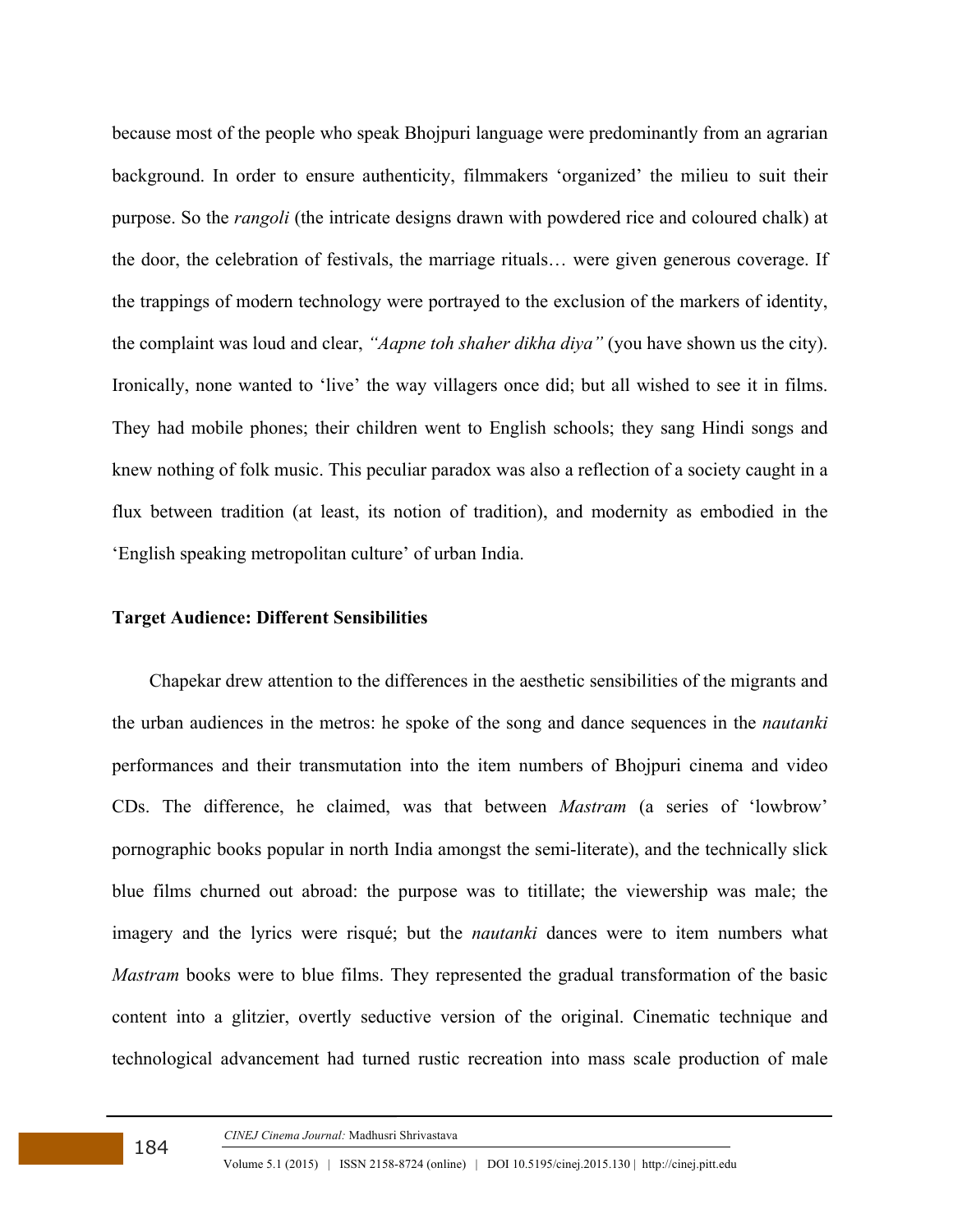because most of the people who speak Bhojpuri language were predominantly from an agrarian background. In order to ensure authenticity, filmmakers 'organized' the milieu to suit their purpose. So the *rangoli* (the intricate designs drawn with powdered rice and coloured chalk) at the door, the celebration of festivals, the marriage rituals… were given generous coverage. If the trappings of modern technology were portrayed to the exclusion of the markers of identity, the complaint was loud and clear, *"Aapne toh shaher dikha diya"* (you have shown us the city). Ironically, none wanted to 'live' the way villagers once did; but all wished to see it in films. They had mobile phones; their children went to English schools; they sang Hindi songs and knew nothing of folk music. This peculiar paradox was also a reflection of a society caught in a flux between tradition (at least, its notion of tradition), and modernity as embodied in the 'English speaking metropolitan culture' of urban India.

## Target Audience: Different Sensibilities

Chapekar drew attention to the differences in the aesthetic sensibilities of the migrants and the urban audiences in the metros: he spoke of the song and dance sequences in the *nautanki* performances and their transmutation into the item numbers of Bhojpuri cinema and video CDs. The difference, he claimed, was that between *Mastram* (a series of 'lowbrow' pornographic books popular in north India amongst the semi-literate), and the technically slick blue films churned out abroad: the purpose was to titillate; the viewership was male; the imagery and the lyrics were risqué; but the *nautanki* dances were to item numbers what *Mastram* books were to blue films. They represented the gradual transformation of the basic content into a glitzier, overtly seductive version of the original. Cinematic technique and technological advancement had turned rustic recreation into mass scale production of male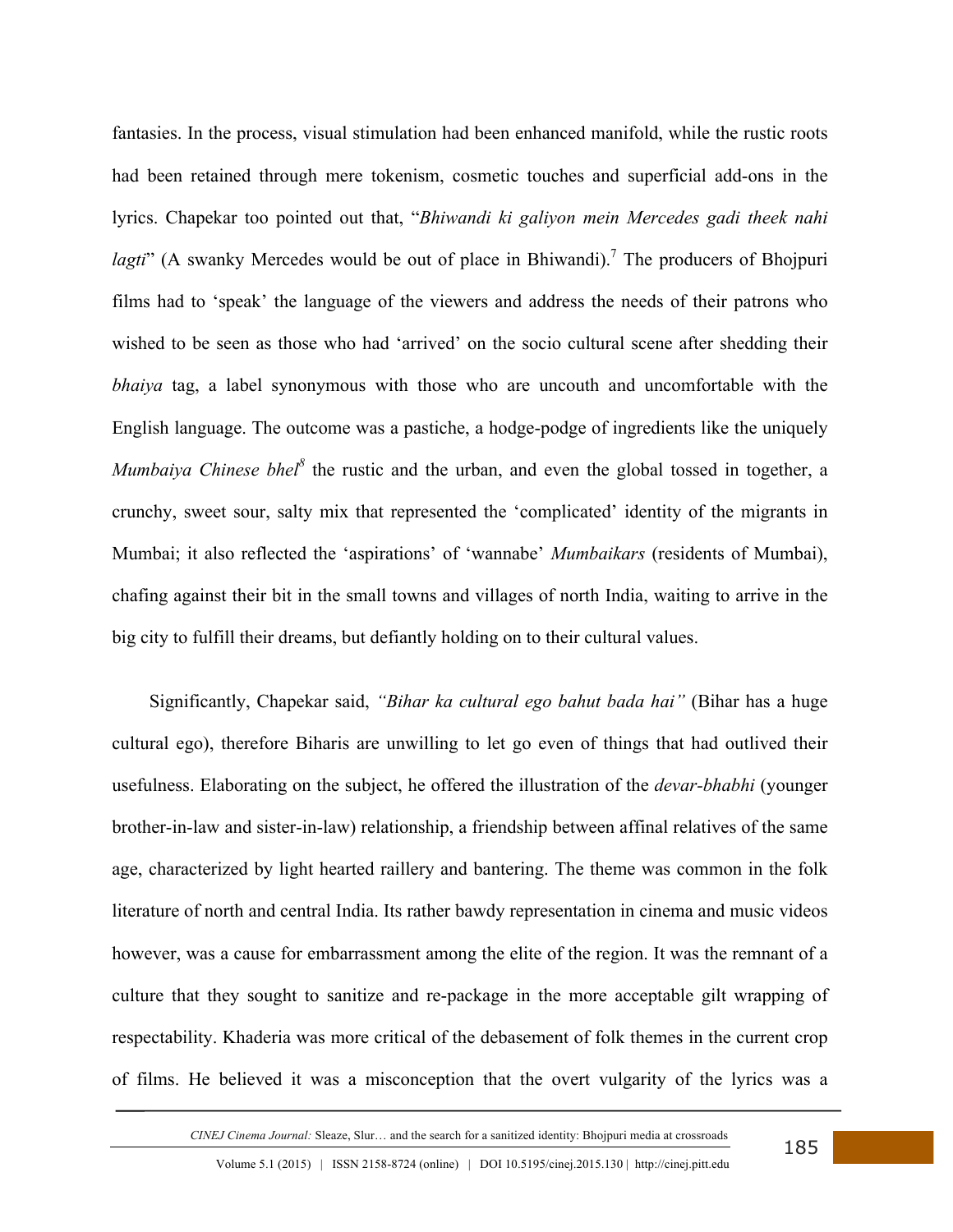fantasies. In the process, visual stimulation had been enhanced manifold, while the rustic roots had been retained through mere tokenism, cosmetic touches and superficial add-ons in the lyrics. Chapekar too pointed out that, "*Bhiwandi ki galiyon mein Mercedes gadi theek nahi lagti*" (A swanky Mercedes would be out of place in Bhiwandi).[7] The producers of Bhojpuri films had to 'speak' the language of the viewers and address the needs of their patrons who wished to be seen as those who had 'arrived' on the socio cultural scene after shedding their *bhaiya* tag, a label synonymous with those who are uncouth and uncomfortable with the English language. The outcome was a pastiche, a hodge-podge of ingredients like the uniquely *Mumbaiya Chinese bhel*[8] the rustic and the urban, and even the global tossed in together, a crunchy, sweet sour, salty mix that represented the 'complicated' identity of the migrants in Mumbai; it also reflected the 'aspirations' of 'wannabe' *Mumbaikars* (residents of Mumbai), chafing against their bit in the small towns and villages of north India, waiting to arrive in the big city to fulfill their dreams, but defiantly holding on to their cultural values.

Significantly, Chapekar said, *"Bihar ka cultural ego bahut bada hai"* (Bihar has a huge cultural ego), therefore Biharis are unwilling to let go even of things that had outlived their usefulness. Elaborating on the subject, he offered the illustration of the *devar-bhabhi* (younger brother-in-law and sister-in-law) relationship, a friendship between affinal relatives of the same age, characterized by light hearted raillery and bantering. The theme was common in the folk literature of north and central India. Its rather bawdy representation in cinema and music videos however, was a cause for embarrassment among the elite of the region. It was the remnant of a culture that they sought to sanitize and re-package in the more acceptable gilt wrapping of respectability. Khaderia was more critical of the debasement of folk themes in the current crop of films. He believed it was a misconception that the overt vulgarity of the lyrics was a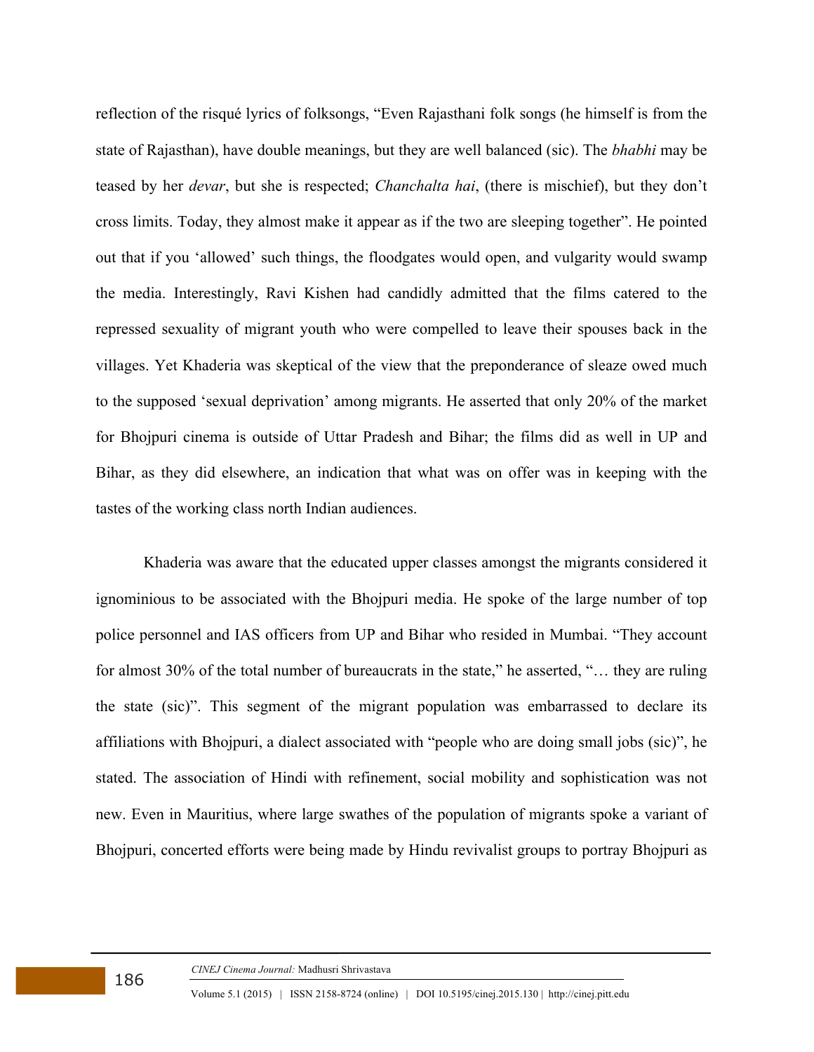reflection of the risqué lyrics of folksongs, "Even Rajasthani folk songs (he himself is from the state of Rajasthan), have double meanings, but they are well balanced (sic). The *bhabhi* may be teased by her *devar*, but she is respected; *Chanchalta hai*, (there is mischief), but they don't cross limits. Today, they almost make it appear as if the two are sleeping together". He pointed out that if you 'allowed' such things, the floodgates would open, and vulgarity would swamp the media. Interestingly, Ravi Kishen had candidly admitted that the films catered to the repressed sexuality of migrant youth who were compelled to leave their spouses back in the villages. Yet Khaderia was skeptical of the view that the preponderance of sleaze owed much to the supposed 'sexual deprivation' among migrants. He asserted that only 20% of the market for Bhojpuri cinema is outside of Uttar Pradesh and Bihar; the films did as well in UP and Bihar, as they did elsewhere, an indication that what was on offer was in keeping with the tastes of the working class north Indian audiences.

Khaderia was aware that the educated upper classes amongst the migrants considered it ignominious to be associated with the Bhojpuri media. He spoke of the large number of top police personnel and IAS officers from UP and Bihar who resided in Mumbai. "They account for almost 30% of the total number of bureaucrats in the state," he asserted, "… they are ruling the state (sic)". This segment of the migrant population was embarrassed to declare its affiliations with Bhojpuri, a dialect associated with "people who are doing small jobs (sic)", he stated. The association of Hindi with refinement, social mobility and sophistication was not new. Even in Mauritius, where large swathes of the population of migrants spoke a variant of Bhojpuri, concerted efforts were being made by Hindu revivalist groups to portray Bhojpuri as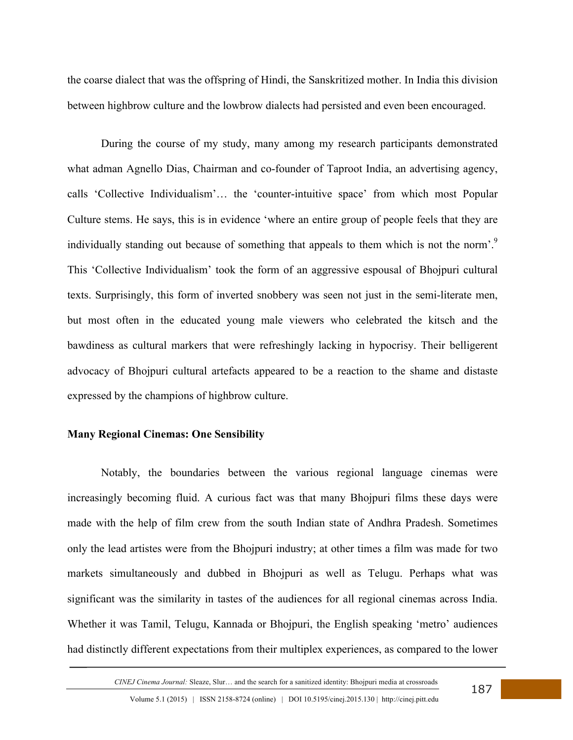the coarse dialect that was the offspring of Hindi, the Sanskritized mother. In India this division between highbrow culture and the lowbrow dialects had persisted and even been encouraged.

During the course of my study, many among my research participants demonstrated what adman Agnello Dias, Chairman and co-founder of Taproot India, an advertising agency, calls 'Collective Individualism'… the 'counter-intuitive space' from which most Popular Culture stems. He says, this is in evidence 'where an entire group of people feels that they are individually standing out because of something that appeals to them which is not the norm'.[9] This 'Collective Individualism' took the form of an aggressive espousal of Bhojpuri cultural texts. Surprisingly, this form of inverted snobbery was seen not just in the semi-literate men, but most often in the educated young male viewers who celebrated the kitsch and the bawdiness as cultural markers that were refreshingly lacking in hypocrisy. Their belligerent advocacy of Bhojpuri cultural artefacts appeared to be a reaction to the shame and distaste expressed by the champions of highbrow culture.

**Many Regional Cinemas: One Sensibility**

Notably, the boundaries between the various regional language cinemas were increasingly becoming fluid. A curious fact was that many Bhojpuri films these days were made with the help of film crew from the south Indian state of Andhra Pradesh. Sometimes only the lead artistes were from the Bhojpuri industry; at other times a film was made for two markets simultaneously and dubbed in Bhojpuri as well as Telugu. Perhaps what was significant was the similarity in tastes of the audiences for all regional cinemas across India. Whether it was Tamil, Telugu, Kannada or Bhojpuri, the English speaking 'metro' audiences had distinctly different expectations from their multiplex experiences, as compared to the lower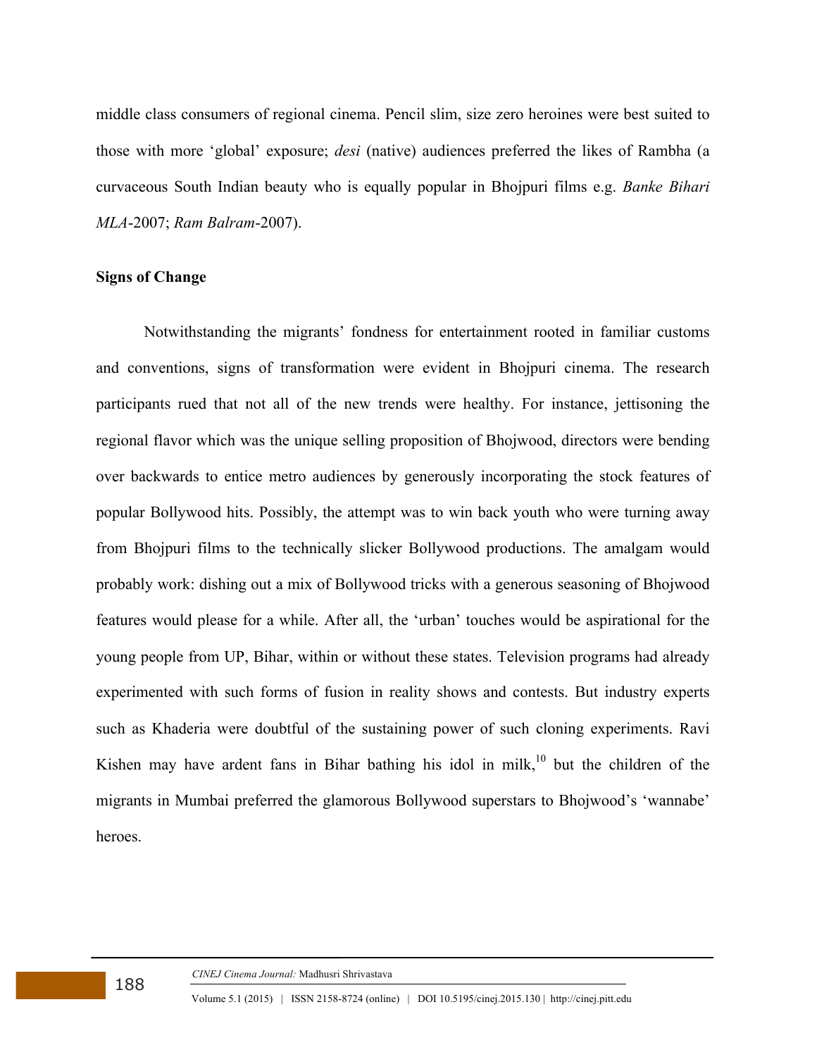middle class consumers of regional cinema. Pencil slim, size zero heroines were best suited to those with more 'global' exposure; *desi* (native) audiences preferred the likes of Rambha (a curvaceous South Indian beauty who is equally popular in Bhojpuri films e.g. *Banke Bihari MLA*-2007; *Ram Balram*-2007).

**Signs of Change**

Notwithstanding the migrants' fondness for entertainment rooted in familiar customs and conventions, signs of transformation were evident in Bhojpuri cinema. The research participants rued that not all of the new trends were healthy. For instance, jettisoning the regional flavor which was the unique selling proposition of Bhojwood, directors were bending over backwards to entice metro audiences by generously incorporating the stock features of popular Bollywood hits. Possibly, the attempt was to win back youth who were turning away from Bhojpuri films to the technically slicker Bollywood productions. The amalgam would probably work: dishing out a mix of Bollywood tricks with a generous seasoning of Bhojwood features would please for a while. After all, the 'urban' touches would be aspirational for the young people from UP, Bihar, within or without these states. Television programs had already experimented with such forms of fusion in reality shows and contests. But industry experts such as Khaderia were doubtful of the sustaining power of such cloning experiments. Ravi Kishen may have ardent fans in Bihar bathing his idol in milk,[10] but the children of the migrants in Mumbai preferred the glamorous Bollywood superstars to Bhojwood's 'wannabe' heroes.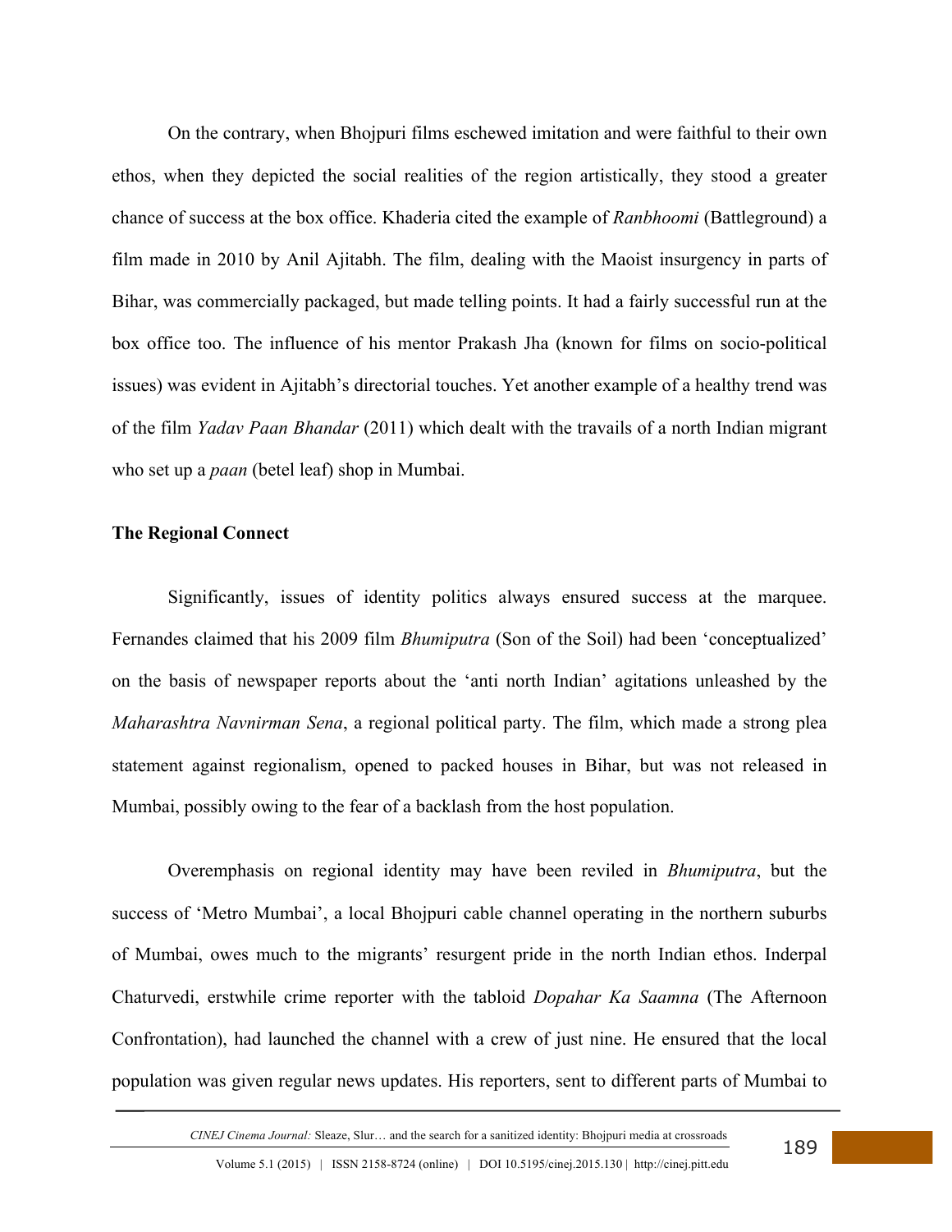On the contrary, when Bhojpuri films eschewed imitation and were faithful to their own ethos, when they depicted the social realities of the region artistically, they stood a greater chance of success at the box office. Khaderia cited the example of *Ranbhoomi* (Battleground) a film made in 2010 by Anil Ajitabh. The film, dealing with the Maoist insurgency in parts of Bihar, was commercially packaged, but made telling points. It had a fairly successful run at the box office too. The influence of his mentor Prakash Jha (known for films on socio-political issues) was evident in Ajitabh's directorial touches. Yet another example of a healthy trend was of the film *Yadav Paan Bhandar* (2011) which dealt with the travails of a north Indian migrant who set up a *paan* (betel leaf) shop in Mumbai.

**The Regional Connect**

Significantly, issues of identity politics always ensured success at the marquee. Fernandes claimed that his 2009 film *Bhumiputra* (Son of the Soil) had been 'conceptualized' on the basis of newspaper reports about the 'anti north Indian' agitations unleashed by the *Maharashtra Navnirman Sena*, a regional political party. The film, which made a strong plea statement against regionalism, opened to packed houses in Bihar, but was not released in Mumbai, possibly owing to the fear of a backlash from the host population.

Overemphasis on regional identity may have been reviled in *Bhumiputra*, but the success of 'Metro Mumbai', a local Bhojpuri cable channel operating in the northern suburbs of Mumbai, owes much to the migrants' resurgent pride in the north Indian ethos. Inderpal Chaturvedi, erstwhile crime reporter with the tabloid *Dopahar Ka Saamna* (The Afternoon Confrontation), had launched the channel with a crew of just nine. He ensured that the local population was given regular news updates. His reporters, sent to different parts of Mumbai to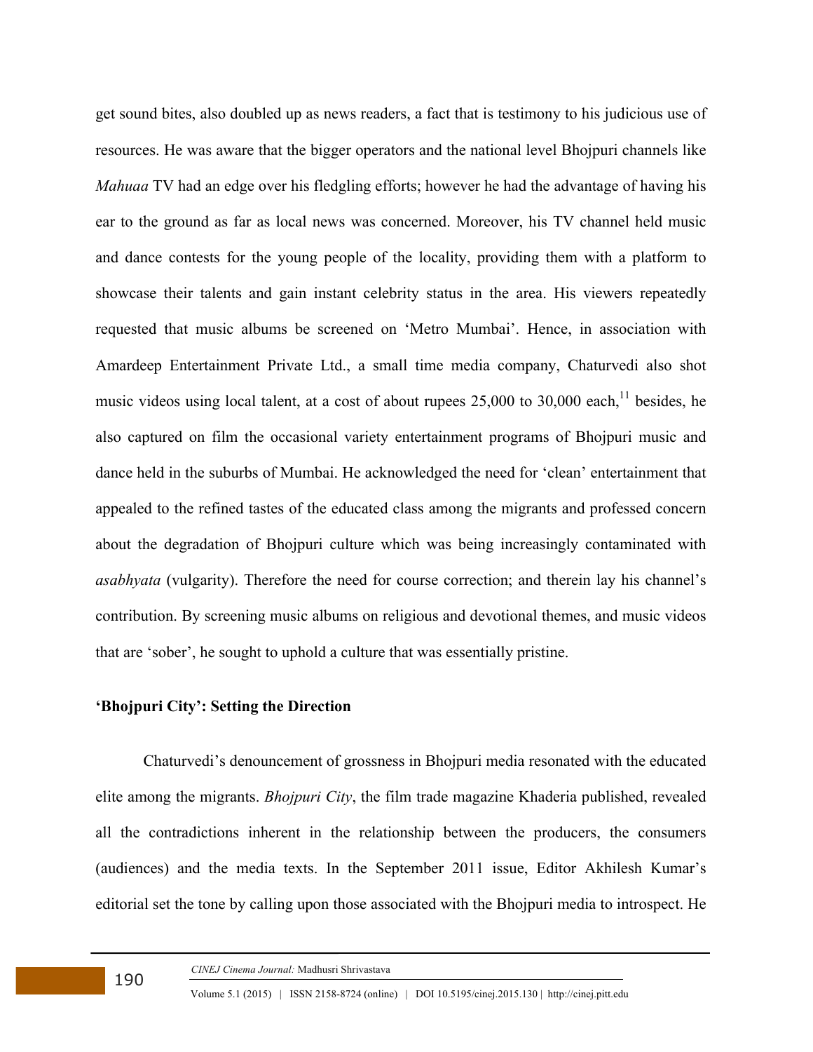get sound bites, also doubled up as news readers, a fact that is testimony to his judicious use of resources. He was aware that the bigger operators and the national level Bhojpuri channels like *Mahuaa* TV had an edge over his fledgling efforts; however he had the advantage of having his ear to the ground as far as local news was concerned. Moreover, his TV channel held music and dance contests for the young people of the locality, providing them with a platform to showcase their talents and gain instant celebrity status in the area. His viewers repeatedly requested that music albums be screened on 'Metro Mumbai'. Hence, in association with Amardeep Entertainment Private Ltd., a small time media company, Chaturvedi also shot music videos using local talent, at a cost of about rupees 25,000 to 30,000 each,[11] besides, he also captured on film the occasional variety entertainment programs of Bhojpuri music and dance held in the suburbs of Mumbai. He acknowledged the need for 'clean' entertainment that appealed to the refined tastes of the educated class among the migrants and professed concern about the degradation of Bhojpuri culture which was being increasingly contaminated with *asabhyata* (vulgarity). Therefore the need for course correction; and therein lay his channel's contribution. By screening music albums on religious and devotional themes, and music videos that are 'sober', he sought to uphold a culture that was essentially pristine.

## 'Bhojpuri City': Setting the Direction

Chaturvedi's denouncement of grossness in Bhojpuri media resonated with the educated elite among the migrants. *Bhojpuri City*, the film trade magazine Khaderia published, revealed all the contradictions inherent in the relationship between the producers, the consumers (audiences) and the media texts. In the September 2011 issue, Editor Akhilesh Kumar's editorial set the tone by calling upon those associated with the Bhojpuri media to introspect. He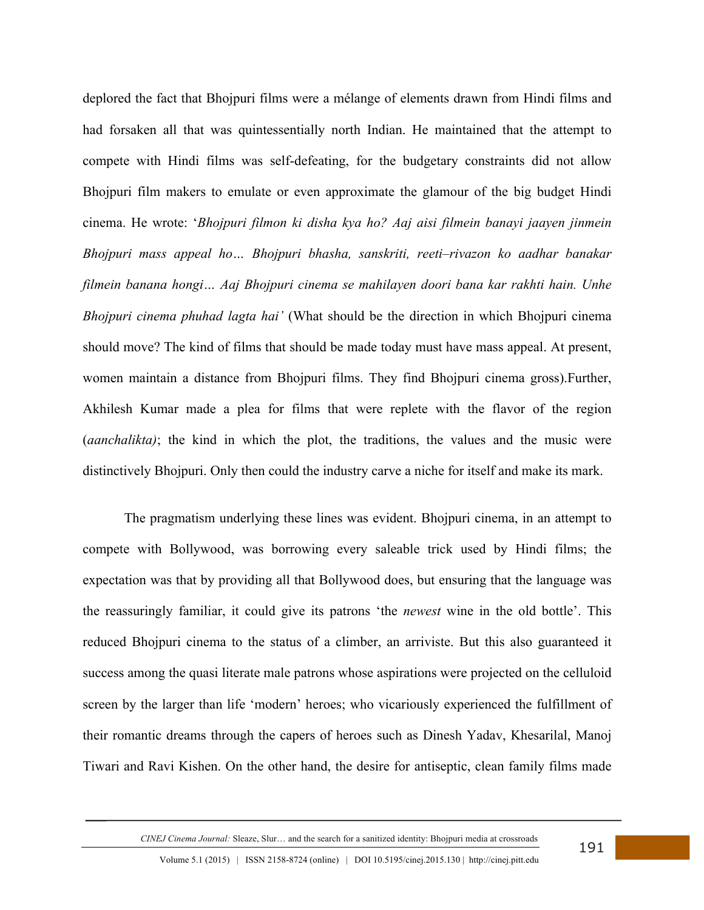deplored the fact that Bhojpuri films were a mélange of elements drawn from Hindi films and had forsaken all that was quintessentially north Indian. He maintained that the attempt to compete with Hindi films was self-defeating, for the budgetary constraints did not allow Bhojpuri film makers to emulate or even approximate the glamour of the big budget Hindi cinema. He wrote: '*Bhojpuri filmon ki disha kya ho? Aaj aisi filmein banayi jaayen jinmein Bhojpuri mass appeal ho… Bhojpuri bhasha, sanskriti, reeti–rivazon ko aadhar banakar filmein banana hongi… Aaj Bhojpuri cinema se mahilayen doori bana kar rakhti hain. Unhe Bhojpuri cinema phuhad lagta hai'* (What should be the direction in which Bhojpuri cinema should move? The kind of films that should be made today must have mass appeal. At present, women maintain a distance from Bhojpuri films. They find Bhojpuri cinema gross).Further, Akhilesh Kumar made a plea for films that were replete with the flavor of the region (*aanchalikta)*; the kind in which the plot, the traditions, the values and the music were distinctively Bhojpuri. Only then could the industry carve a niche for itself and make its mark.

The pragmatism underlying these lines was evident. Bhojpuri cinema, in an attempt to compete with Bollywood, was borrowing every saleable trick used by Hindi films; the expectation was that by providing all that Bollywood does, but ensuring that the language was the reassuringly familiar, it could give its patrons 'the *newest* wine in the old bottle'. This reduced Bhojpuri cinema to the status of a climber, an arriviste. But this also guaranteed it success among the quasi literate male patrons whose aspirations were projected on the celluloid screen by the larger than life 'modern' heroes; who vicariously experienced the fulfillment of their romantic dreams through the capers of heroes such as Dinesh Yadav, Khesarilal, Manoj Tiwari and Ravi Kishen. On the other hand, the desire for antiseptic, clean family films made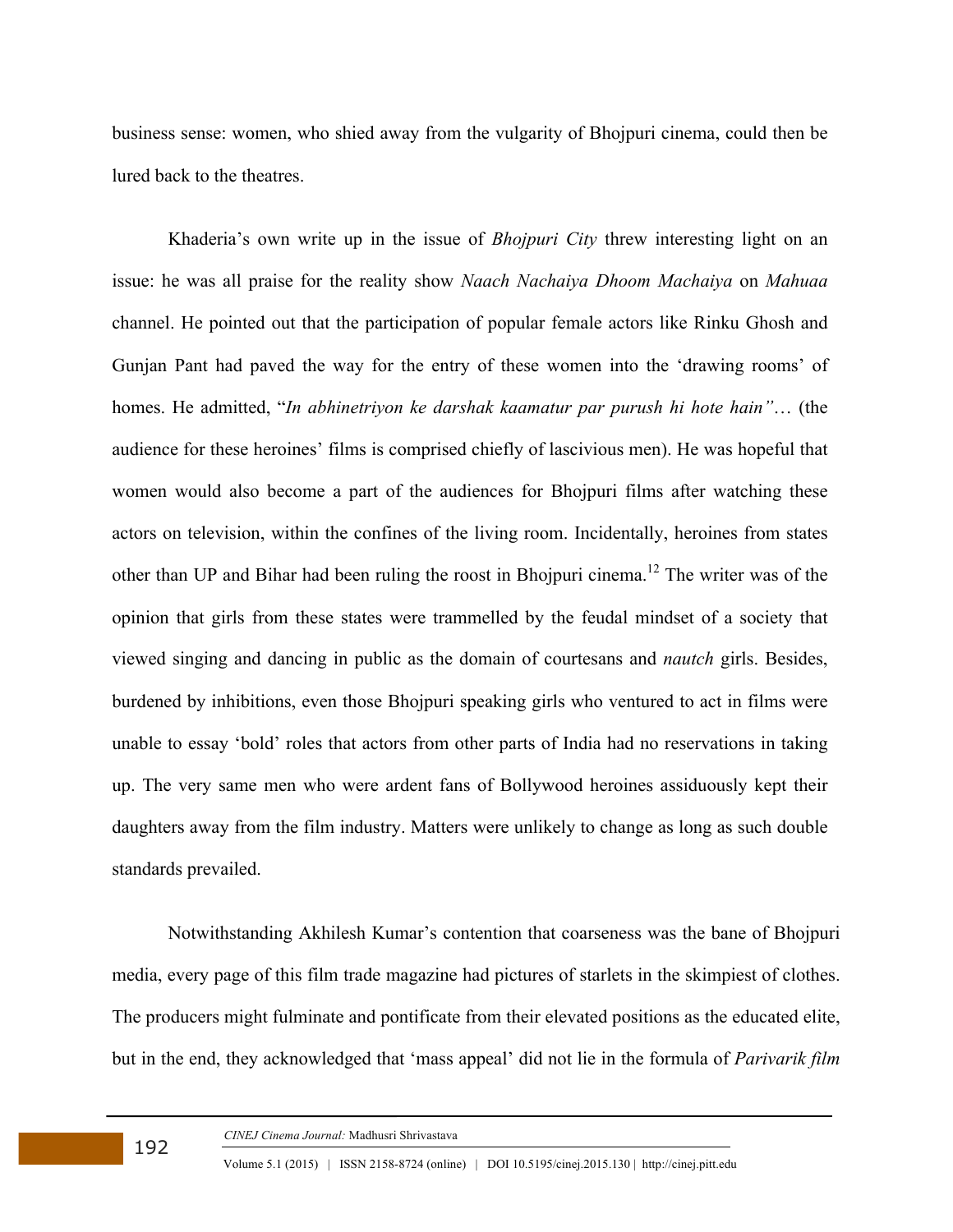business sense: women, who shied away from the vulgarity of Bhojpuri cinema, could then be lured back to the theatres.

Khaderia's own write up in the issue of *Bhojpuri City* threw interesting light on an issue: he was all praise for the reality show *Naach Nachaiya Dhoom Machaiya* on *Mahuaa* channel. He pointed out that the participation of popular female actors like Rinku Ghosh and Gunjan Pant had paved the way for the entry of these women into the 'drawing rooms' of homes. He admitted, "*In abhinetriyon ke darshak kaamatur par purush hi hote hain"*… (the audience for these heroines' films is comprised chiefly of lascivious men). He was hopeful that women would also become a part of the audiences for Bhojpuri films after watching these actors on television, within the confines of the living room. Incidentally, heroines from states other than UP and Bihar had been ruling the roost in Bhojpuri cinema.[12] The writer was of the opinion that girls from these states were trammelled by the feudal mindset of a society that viewed singing and dancing in public as the domain of courtesans and *nautch* girls. Besides, burdened by inhibitions, even those Bhojpuri speaking girls who ventured to act in films were unable to essay 'bold' roles that actors from other parts of India had no reservations in taking up. The very same men who were ardent fans of Bollywood heroines assiduously kept their daughters away from the film industry. Matters were unlikely to change as long as such double standards prevailed.

Notwithstanding Akhilesh Kumar's contention that coarseness was the bane of Bhojpuri media, every page of this film trade magazine had pictures of starlets in the skimpiest of clothes. The producers might fulminate and pontificate from their elevated positions as the educated elite, but in the end, they acknowledged that 'mass appeal' did not lie in the formula of *Parivarik film*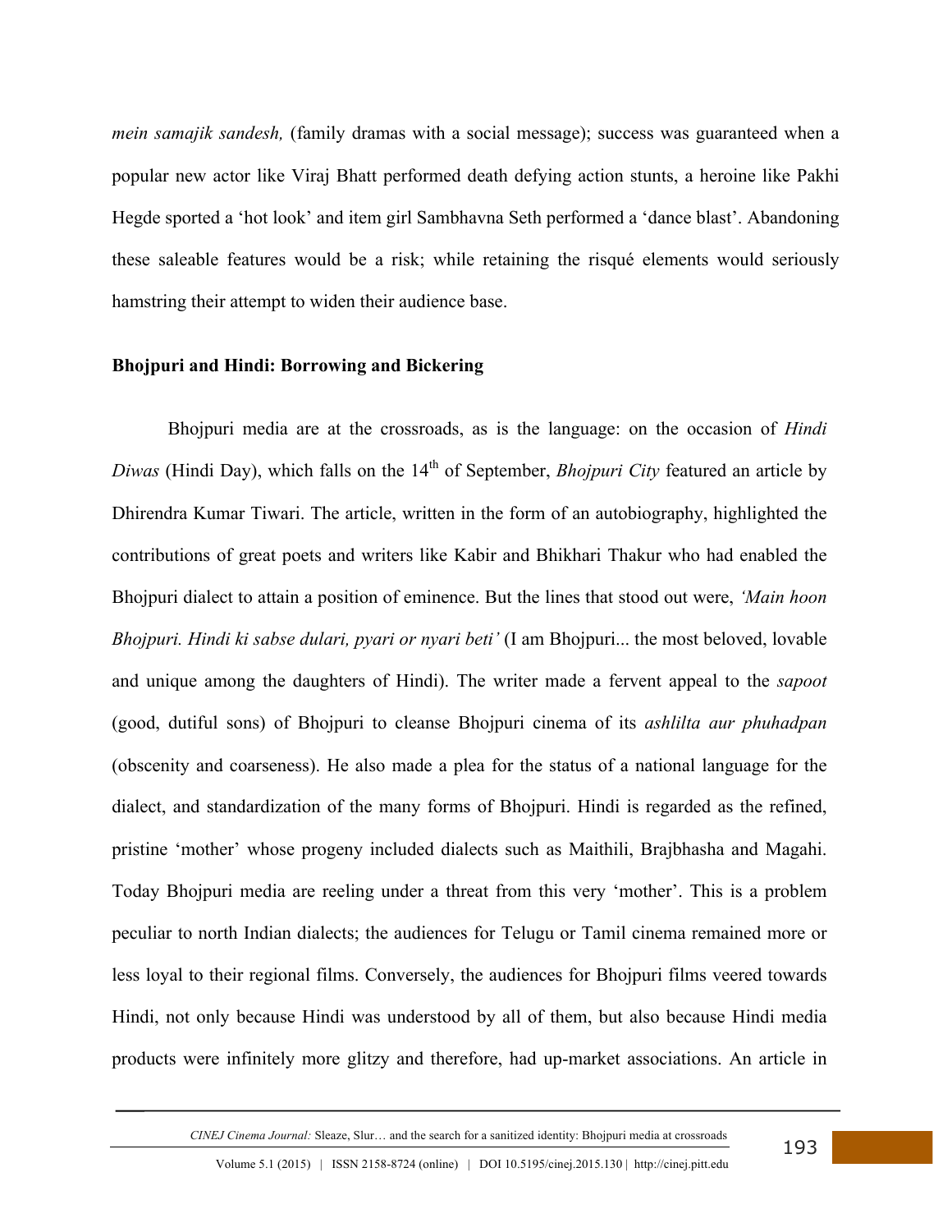*mein samajik sandesh,* (family dramas with a social message); success was guaranteed when a popular new actor like Viraj Bhatt performed death defying action stunts, a heroine like Pakhi Hegde sported a 'hot look' and item girl Sambhavna Seth performed a 'dance blast'. Abandoning these saleable features would be a risk; while retaining the risqué elements would seriously hamstring their attempt to widen their audience base.

**Bhojpuri and Hindi: Borrowing and Bickering**

Bhojpuri media are at the crossroads, as is the language: on the occasion of *Hindi Diwas* (Hindi Day), which falls on the 14th of September, *Bhojpuri City* featured an article by Dhirendra Kumar Tiwari. The article, written in the form of an autobiography, highlighted the contributions of great poets and writers like Kabir and Bhikhari Thakur who had enabled the Bhojpuri dialect to attain a position of eminence. But the lines that stood out were, *'Main hoon Bhojpuri. Hindi ki sabse dulari, pyari or nyari beti'* (I am Bhojpuri... the most beloved, lovable and unique among the daughters of Hindi). The writer made a fervent appeal to the *sapoot* (good, dutiful sons) of Bhojpuri to cleanse Bhojpuri cinema of its *ashlilta aur phuhadpan* (obscenity and coarseness). He also made a plea for the status of a national language for the dialect, and standardization of the many forms of Bhojpuri. Hindi is regarded as the refined, pristine 'mother' whose progeny included dialects such as Maithili, Brajbhasha and Magahi. Today Bhojpuri media are reeling under a threat from this very 'mother'. This is a problem peculiar to north Indian dialects; the audiences for Telugu or Tamil cinema remained more or less loyal to their regional films. Conversely, the audiences for Bhojpuri films veered towards Hindi, not only because Hindi was understood by all of them, but also because Hindi media products were infinitely more glitzy and therefore, had up-market associations. An article in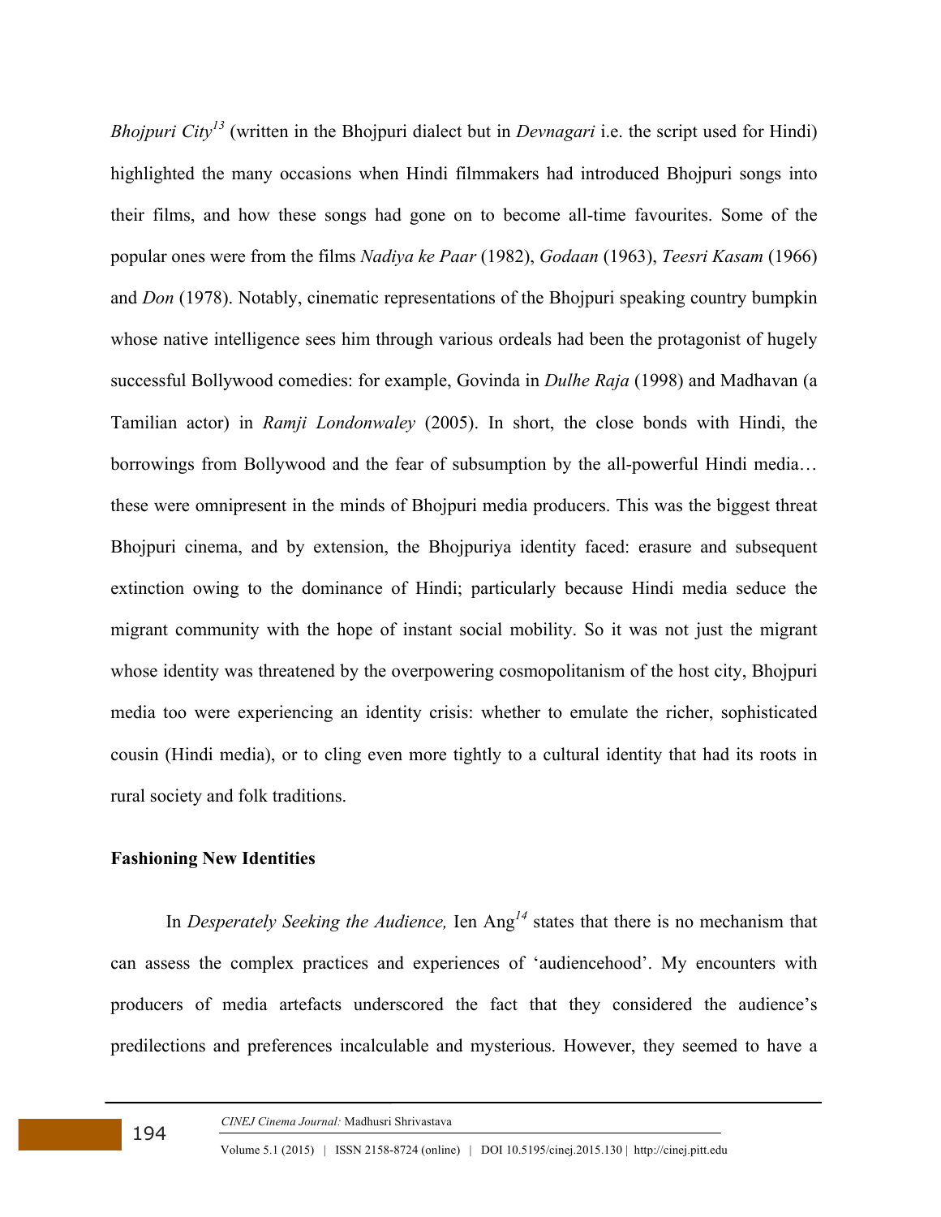*Bhojpuri City*[13] (written in the Bhojpuri dialect but in *Devnagari* i.e. the script used for Hindi) highlighted the many occasions when Hindi filmmakers had introduced Bhojpuri songs into their films, and how these songs had gone on to become all-time favourites. Some of the popular ones were from the films *Nadiya ke Paar* (1982), *Godaan* (1963), *Teesri Kasam* (1966) and *Don* (1978). Notably, cinematic representations of the Bhojpuri speaking country bumpkin whose native intelligence sees him through various ordeals had been the protagonist of hugely successful Bollywood comedies: for example, Govinda in *Dulhe Raja* (1998) and Madhavan (a Tamilian actor) in *Ramji Londonwaley* (2005). In short, the close bonds with Hindi, the borrowings from Bollywood and the fear of subsumption by the all-powerful Hindi media… these were omnipresent in the minds of Bhojpuri media producers. This was the biggest threat Bhojpuri cinema, and by extension, the Bhojpuriya identity faced: erasure and subsequent extinction owing to the dominance of Hindi; particularly because Hindi media seduce the migrant community with the hope of instant social mobility. So it was not just the migrant whose identity was threatened by the overpowering cosmopolitanism of the host city, Bhojpuri media too were experiencing an identity crisis: whether to emulate the richer, sophisticated cousin (Hindi media), or to cling even more tightly to a cultural identity that had its roots in rural society and folk traditions.

## Fashioning New Identities

In *Desperately Seeking the Audience,* Ien Ang[14] states that there is no mechanism that can assess the complex practices and experiences of 'audiencehood'. My encounters with producers of media artefacts underscored the fact that they considered the audience's predilections and preferences incalculable and mysterious. However, they seemed to have a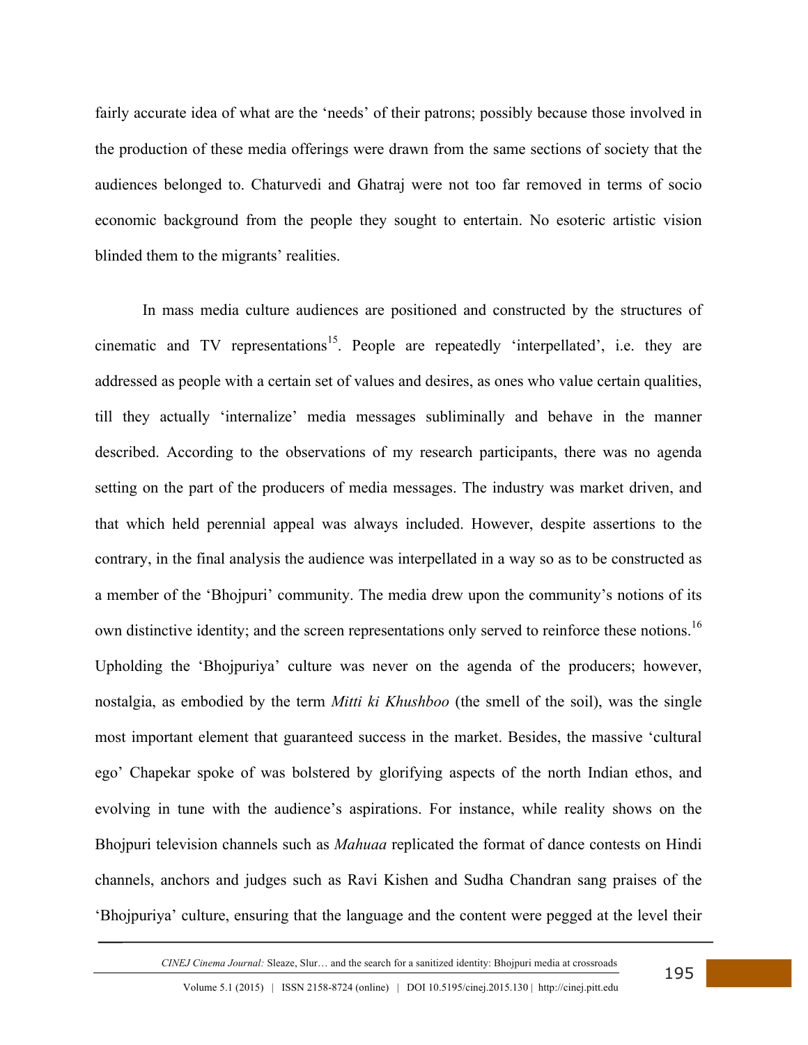fairly accurate idea of what are the 'needs' of their patrons; possibly because those involved in the production of these media offerings were drawn from the same sections of society that the audiences belonged to. Chaturvedi and Ghatraj were not too far removed in terms of socio economic background from the people they sought to entertain. No esoteric artistic vision blinded them to the migrants' realities.

In mass media culture audiences are positioned and constructed by the structures of cinematic and TV representations[15]. People are repeatedly 'interpellated', i.e. they are addressed as people with a certain set of values and desires, as ones who value certain qualities, till they actually 'internalize' media messages subliminally and behave in the manner described. According to the observations of my research participants, there was no agenda setting on the part of the producers of media messages. The industry was market driven, and that which held perennial appeal was always included. However, despite assertions to the contrary, in the final analysis the audience was interpellated in a way so as to be constructed as a member of the 'Bhojpuri' community. The media drew upon the community's notions of its own distinctive identity; and the screen representations only served to reinforce these notions.[16] Upholding the 'Bhojpuriya' culture was never on the agenda of the producers; however, nostalgia, as embodied by the term *Mitti ki Khushboo* (the smell of the soil), was the single most important element that guaranteed success in the market. Besides, the massive 'cultural ego' Chapekar spoke of was bolstered by glorifying aspects of the north Indian ethos, and evolving in tune with the audience's aspirations. For instance, while reality shows on the Bhojpuri television channels such as *Mahuaa* replicated the format of dance contests on Hindi channels, anchors and judges such as Ravi Kishen and Sudha Chandran sang praises of the 'Bhojpuriya' culture, ensuring that the language and the content were pegged at the level their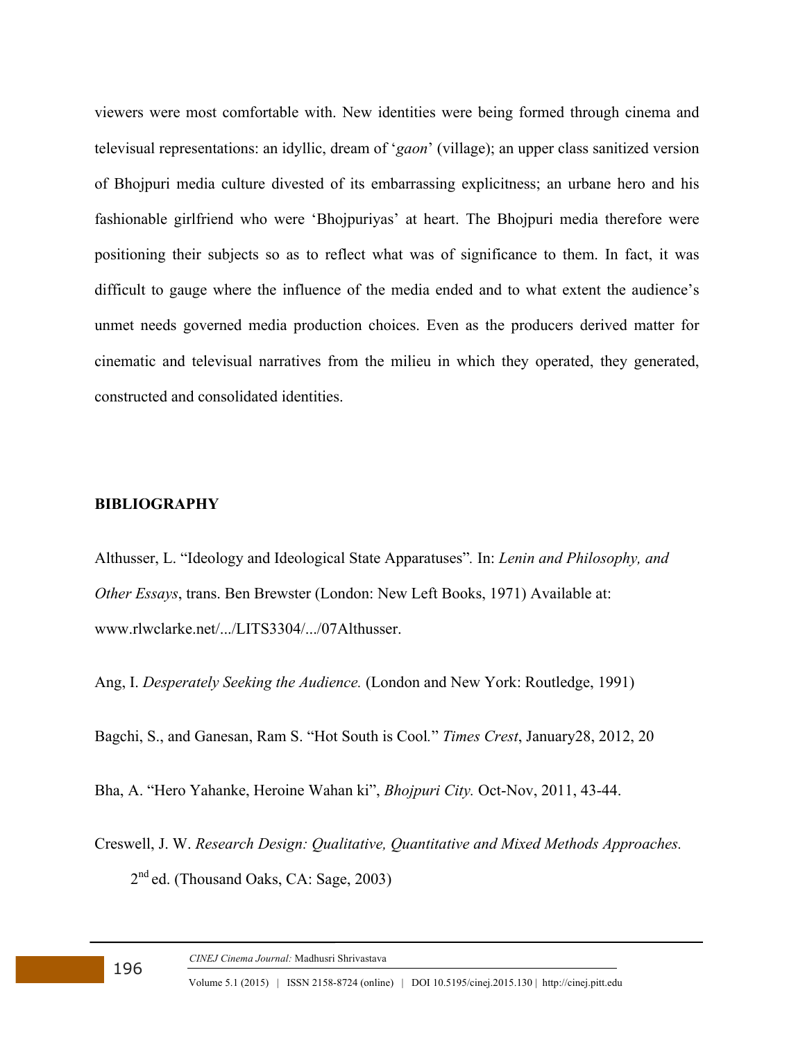viewers were most comfortable with. New identities were being formed through cinema and televisual representations: an idyllic, dream of '*gaon*' (village); an upper class sanitized version of Bhojpuri media culture divested of its embarrassing explicitness; an urbane hero and his fashionable girlfriend who were 'Bhojpuriyas' at heart. The Bhojpuri media therefore were positioning their subjects so as to reflect what was of significance to them. In fact, it was difficult to gauge where the influence of the media ended and to what extent the audience's unmet needs governed media production choices. Even as the producers derived matter for cinematic and televisual narratives from the milieu in which they operated, they generated, constructed and consolidated identities.

## BIBLIOGRAPHY

Althusser, L. "Ideology and Ideological State Apparatuses". In: *Lenin and Philosophy, and Other Essays*, trans. Ben Brewster (London: New Left Books, 1971) Available at: www.rlwclarke.net/.../LITS3304/.../07Althusser.

Ang, I. *Desperately Seeking the Audience.* (London and New York: Routledge, 1991)

Bagchi, S., and Ganesan, Ram S. "Hot South is Cool." *Times Crest*, January28, 2012, 20

Bha, A. "Hero Yahanke, Heroine Wahan ki", *Bhojpuri City.* Oct-Nov, 2011, 43-44.

Creswell, J. W. *Research Design: Qualitative, Quantitative and Mixed Methods Approaches.* 2nd ed. (Thousand Oaks, CA: Sage, 2003)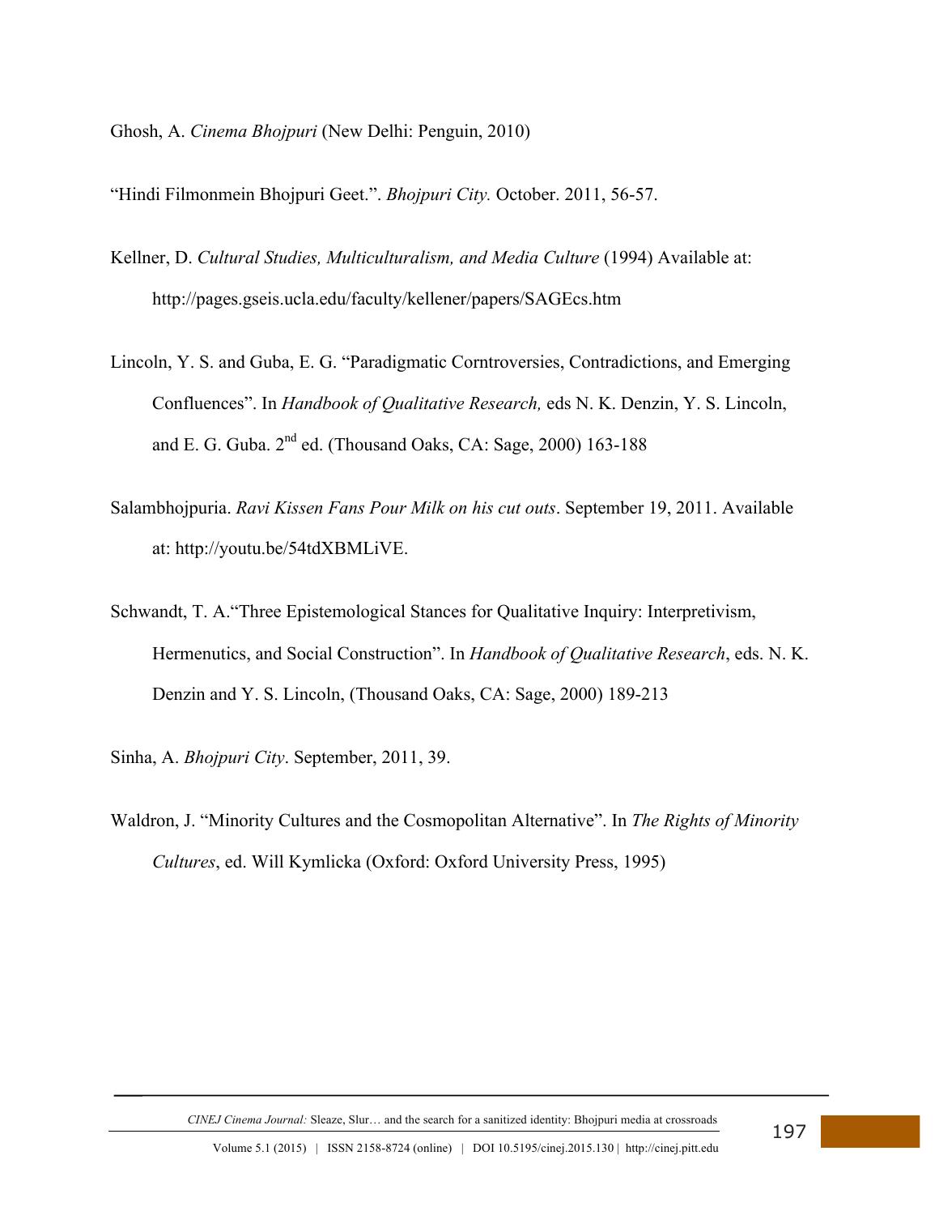Ghosh, A. *Cinema Bhojpuri* (New Delhi: Penguin, 2010)

"Hindi Filmonmein Bhojpuri Geet.". *Bhojpuri City.* October. 2011, 56-57.

Kellner, D. *Cultural Studies, Multiculturalism, and Media Culture* (1994) Available at: http://pages.gseis.ucla.edu/faculty/kellener/papers/SAGEcs.htm

Lincoln, Y. S. and Guba, E. G. "Paradigmatic Corntroversies, Contradictions, and Emerging Confluences". In *Handbook of Qualitative Research,* eds N. K. Denzin, Y. S. Lincoln, and E. G. Guba. 2nd ed. (Thousand Oaks, CA: Sage, 2000) 163-188

Salambhojpuria. *Ravi Kissen Fans Pour Milk on his cut outs*. September 19, 2011. Available at: http://youtu.be/54tdXBMLiVE.

Schwandt, T. A."Three Epistemological Stances for Qualitative Inquiry: Interpretivism, Hermenutics, and Social Construction". In *Handbook of Qualitative Research*, eds. N. K. Denzin and Y. S. Lincoln, (Thousand Oaks, CA: Sage, 2000) 189-213

Sinha, A. *Bhojpuri City*. September, 2011, 39.

Waldron, J. "Minority Cultures and the Cosmopolitan Alternative". In *The Rights of Minority Cultures*, ed. Will Kymlicka (Oxford: Oxford University Press, 1995)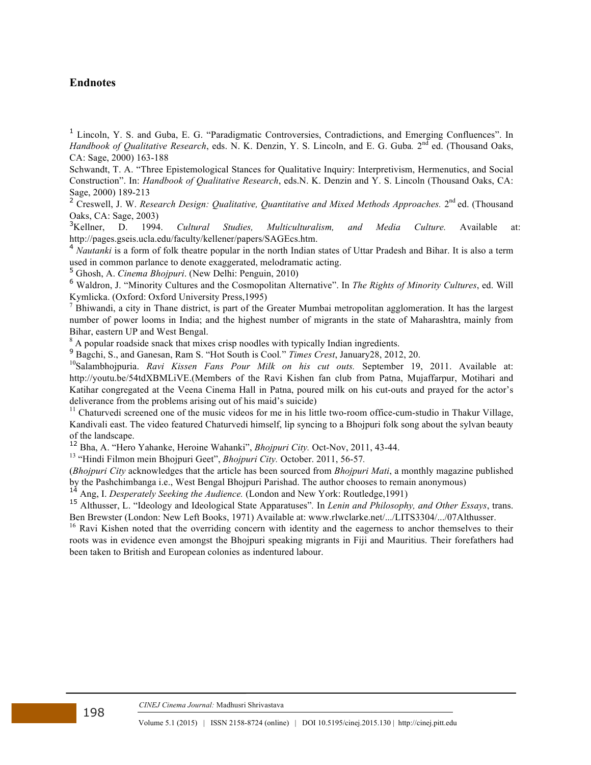## Endnotes

[1] Lincoln, Y. S. and Guba, E. G. "Paradigmatic Controversies, Contradictions, and Emerging Confluences". In *Handbook of Qualitative Research*, eds. N. K. Denzin, Y. S. Lincoln, and E. G. Guba*.* 2[nd] ed. (Thousand Oaks, CA: Sage, 2000) 163-188

Schwandt, T. A. "Three Epistemological Stances for Qualitative Inquiry: Interpretivism, Hermenutics, and Social Construction". In: *Handbook of Qualitative Research*, eds.N. K. Denzin and Y. S. Lincoln (Thousand Oaks, CA: Sage, 2000) 189-213

[2] Creswell, J. W. *Research Design: Qualitative, Quantitative and Mixed Methods Approaches.* 2[nd] ed. (Thousand Oaks, CA: Sage, 2003)

[3]Kellner, D. 1994. *Cultural Studies, Multiculturalism, and Media Culture.* Available at: http://pages.gseis.ucla.edu/faculty/kellener/papers/SAGEcs.htm.

[4] *Nautanki* is a form of folk theatre popular in the north Indian states of Uttar Pradesh and Bihar. It is also a term used in common parlance to denote exaggerated, melodramatic acting.

[5] Ghosh, A. *Cinema Bhojpuri*. (New Delhi: Penguin, 2010)

[6] Waldron, J. "Minority Cultures and the Cosmopolitan Alternative". In *The Rights of Minority Cultures*, ed. Will Kymlicka. (Oxford: Oxford University Press,1995)

[7] Bhiwandi, a city in Thane district, is part of the Greater Mumbai metropolitan agglomeration. It has the largest number of power looms in India; and the highest number of migrants in the state of Maharashtra, mainly from Bihar, eastern UP and West Bengal.

[8] A popular roadside snack that mixes crisp noodles with typically Indian ingredients.

[9] Bagchi, S., and Ganesan, Ram S. "Hot South is Cool*.*" *Times Crest*, January28, 2012, 20.

[10]Salambhojpuria. *Ravi Kissen Fans Pour Milk on his cut outs.* September 19, 2011. Available at: http://youtu.be/54tdXBMLiVE.(Members of the Ravi Kishen fan club from Patna, Mujaffarpur, Motihari and Katihar congregated at the Veena Cinema Hall in Patna, poured milk on his cut-outs and prayed for the actor's deliverance from the problems arising out of his maid's suicide)

[11] Chaturvedi screened one of the music videos for me in his little two-room office-cum-studio in Thakur Village, Kandivali east. The video featured Chaturvedi himself, lip syncing to a Bhojpuri folk song about the sylvan beauty of the landscape.

[12] Bha, A. "Hero Yahanke, Heroine Wahanki", *Bhojpuri City.* Oct-Nov, 2011, 43-44.

[13] "Hindi Filmon mein Bhojpuri Geet", *Bhojpuri City.* October. 2011, 56-57*.*

(*Bhojpuri City* acknowledges that the article has been sourced from *Bhojpuri Mati*, a monthly magazine published by the Pashchimbanga i.e., West Bengal Bhojpuri Parishad. The author chooses to remain anonymous)

[14] Ang, I. *Desperately Seeking the Audience.* (London and New York: Routledge,1991)

[15] Althusser, L. "Ideology and Ideological State Apparatuses"*.* In *Lenin and Philosophy, and Other Essays*, trans. Ben Brewster (London: New Left Books, 1971) Available at: www.rlwclarke.net/.../LITS3304/.../07Althusser.

[16] Ravi Kishen noted that the overriding concern with identity and the eagerness to anchor themselves to their roots was in evidence even amongst the Bhojpuri speaking migrants in Fiji and Mauritius. Their forefathers had been taken to British and European colonies as indentured labour.